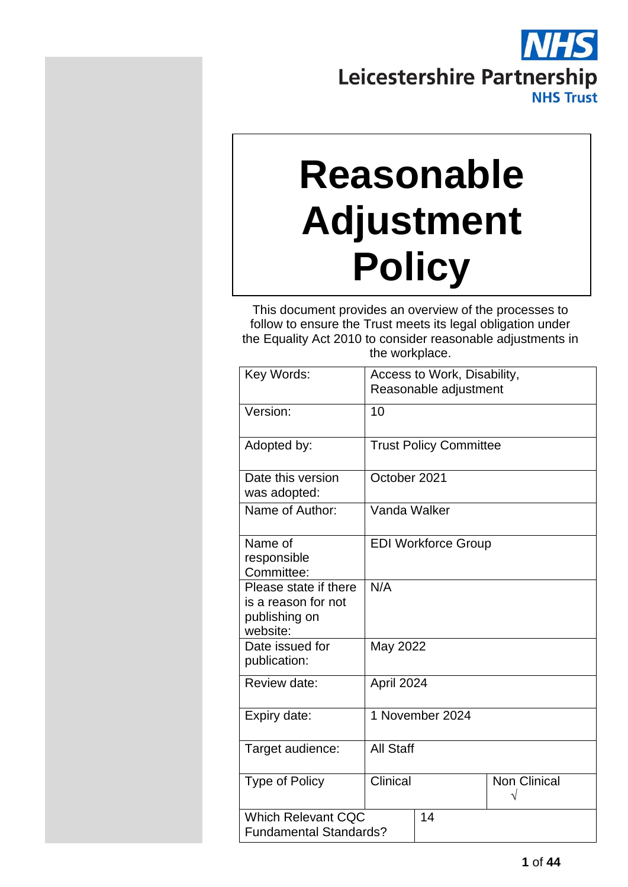NHS

Leicestershire Partnership

NHS Trust

# Reasonable Adjustment Policy

This document provides an overview of the processes to follow to ensure the Trust meets its legal obligation under the Equality Act 2010 to consider reasonable adjustments in the workplace.

| Key Words: | Access to Work, Disability, Reasonable adjustment | |
|---|---|---|
| Version: | 10 | |
| Adopted by: | Trust Policy Committee | |
| Date this version was adopted: | October 2021 | |
| Name of Author: | Vanda Walker | |
| Name of responsible Committee: | EDI Workforce Group | |
| Please state if there is a reason for not publishing on website: | N/A | |
| Date issued for publication: | May 2022 | |
| Review date: | April 2024 | |
| Expiry date: | 1 November 2024 | |
| Target audience: | All Staff | |
| Type of Policy | Clinical | Non Clinical √ |
| Which Relevant CQC Fundamental Standards? | 14 | |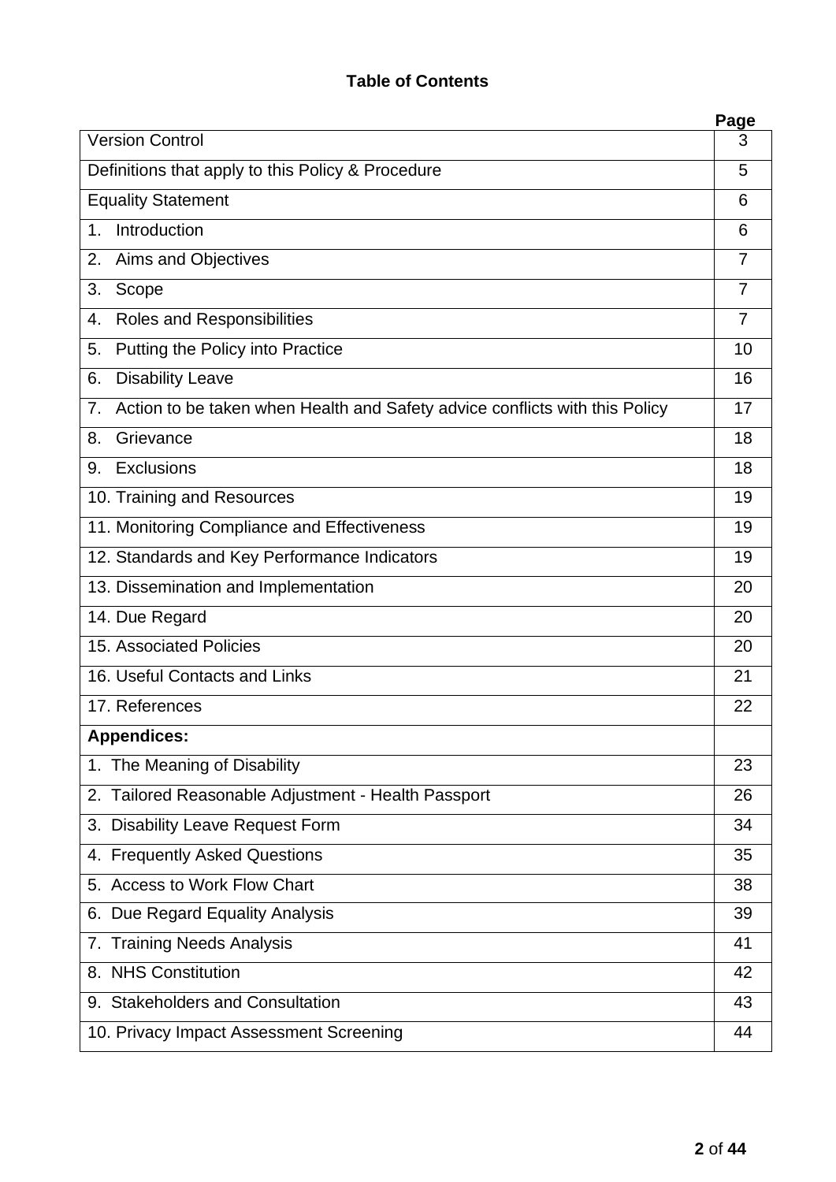# Table of Contents

| | Page |
|---|---|
| Version Control | 3 |
| Definitions that apply to this Policy & Procedure | 5 |
| Equality Statement | 6 |
| 1. Introduction | 6 |
| 2. Aims and Objectives | 7 |
| 3. Scope | 7 |
| 4. Roles and Responsibilities | 7 |
| 5. Putting the Policy into Practice | 10 |
| 6. Disability Leave | 16 |
| 7. Action to be taken when Health and Safety advice conflicts with this Policy | 17 |
| 8. Grievance | 18 |
| 9. Exclusions | 18 |
| 10. Training and Resources | 19 |
| 11. Monitoring Compliance and Effectiveness | 19 |
| 12. Standards and Key Performance Indicators | 19 |
| 13. Dissemination and Implementation | 20 |
| 14. Due Regard | 20 |
| 15. Associated Policies | 20 |
| 16. Useful Contacts and Links | 21 |
| 17. References | 22 |
| **Appendices:** | |
| 1. The Meaning of Disability | 23 |
| 2. Tailored Reasonable Adjustment - Health Passport | 26 |
| 3. Disability Leave Request Form | 34 |
| 4. Frequently Asked Questions | 35 |
| 5. Access to Work Flow Chart | 38 |
| 6. Due Regard Equality Analysis | 39 |
| 7. Training Needs Analysis | 41 |
| 8. NHS Constitution | 42 |
| 9. Stakeholders and Consultation | 43 |
| 10. Privacy Impact Assessment Screening | 44 |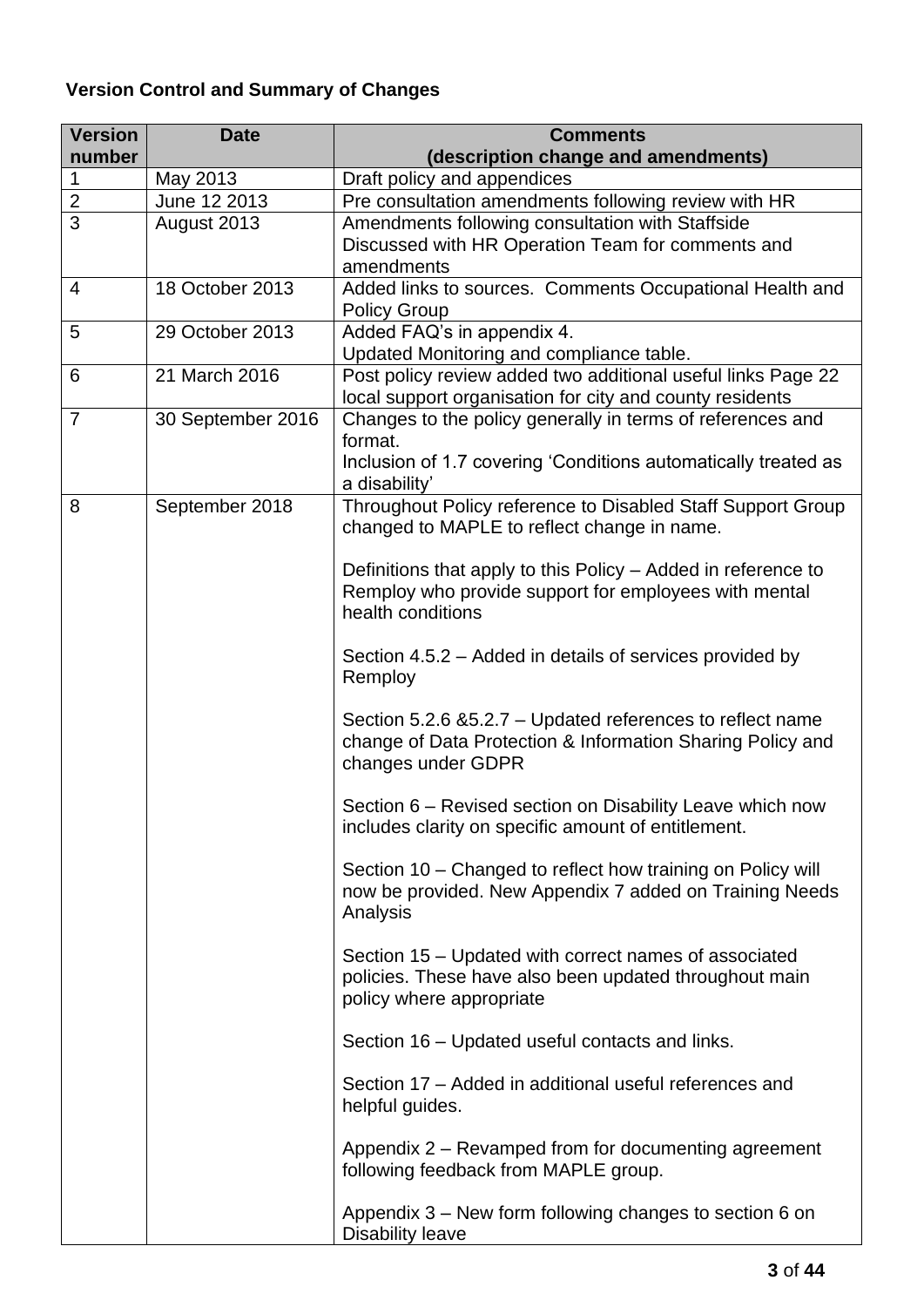**Version Control and Summary of Changes**

| Version number | Date | Comments (description change and amendments) |
|---|---|---|
| 1 | May 2013 | Draft policy and appendices |
| 2 | June 12 2013 | Pre consultation amendments following review with HR |
| 3 | August 2013 | Amendments following consultation with Staffside<br>Discussed with HR Operation Team for comments and amendments |
| 4 | 18 October 2013 | Added links to sources. Comments Occupational Health and Policy Group |
| 5 | 29 October 2013 | Added FAQ's in appendix 4.<br>Updated Monitoring and compliance table. |
| 6 | 21 March 2016 | Post policy review added two additional useful links Page 22 local support organisation for city and county residents |
| 7 | 30 September 2016 | Changes to the policy generally in terms of references and format.<br>Inclusion of 1.7 covering 'Conditions automatically treated as a disability' |
| 8 | September 2018 | Throughout Policy reference to Disabled Staff Support Group changed to MAPLE to reflect change in name.<br><br>Definitions that apply to this Policy – Added in reference to Remploy who provide support for employees with mental health conditions<br><br>Section 4.5.2 – Added in details of services provided by Remploy<br><br>Section 5.2.6 &5.2.7 – Updated references to reflect name change of Data Protection & Information Sharing Policy and changes under GDPR<br><br>Section 6 – Revised section on Disability Leave which now includes clarity on specific amount of entitlement.<br><br>Section 10 – Changed to reflect how training on Policy will now be provided. New Appendix 7 added on Training Needs Analysis<br><br>Section 15 – Updated with correct names of associated policies. These have also been updated throughout main policy where appropriate<br><br>Section 16 – Updated useful contacts and links.<br><br>Section 17 – Added in additional useful references and helpful guides.<br><br>Appendix 2 – Revamped from for documenting agreement following feedback from MAPLE group.<br><br>Appendix 3 – New form following changes to section 6 on Disability leave |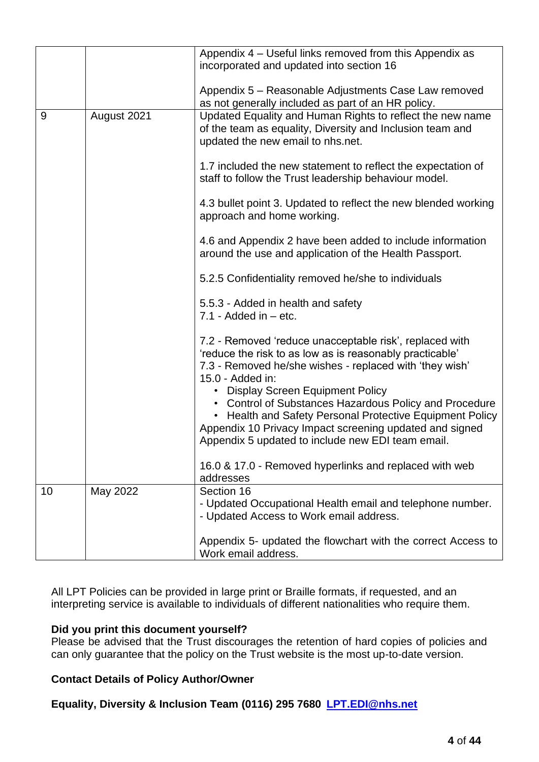| | | |
|---|---|---|
| | | Appendix 4 – Useful links removed from this Appendix as incorporated and updated into section 16<br><br>Appendix 5 – Reasonable Adjustments Case Law removed as not generally included as part of an HR policy. |
| 9 | August 2021 | Updated Equality and Human Rights to reflect the new name of the team as equality, Diversity and Inclusion team and updated the new email to nhs.net.<br><br>1.7 included the new statement to reflect the expectation of staff to follow the Trust leadership behaviour model.<br><br>4.3 bullet point 3. Updated to reflect the new blended working approach and home working.<br><br>4.6 and Appendix 2 have been added to include information around the use and application of the Health Passport.<br><br>5.2.5 Confidentiality removed he/she to individuals<br><br>5.5.3 - Added in health and safety<br>7.1 - Added in – etc.<br><br>7.2 - Removed 'reduce unacceptable risk', replaced with 'reduce the risk to as low as is reasonably practicable'<br>7.3 - Removed he/she wishes - replaced with 'they wish'<br>15.0 - Added in:<br>• Display Screen Equipment Policy<br>• Control of Substances Hazardous Policy and Procedure<br>• Health and Safety Personal Protective Equipment Policy<br>Appendix 10 Privacy Impact screening updated and signed<br>Appendix 5 updated to include new EDI team email.<br><br>16.0 & 17.0 - Removed hyperlinks and replaced with web addresses |
| 10 | May 2022 | Section 16<br>- Updated Occupational Health email and telephone number.<br>- Updated Access to Work email address.<br><br>Appendix 5- updated the flowchart with the correct Access to Work email address. |

All LPT Policies can be provided in large print or Braille formats, if requested, and an interpreting service is available to individuals of different nationalities who require them.

**Did you print this document yourself?**

Please be advised that the Trust discourages the retention of hard copies of policies and can only guarantee that the policy on the Trust website is the most up-to-date version.

**Contact Details of Policy Author/Owner**

**Equality, Diversity & Inclusion Team (0116) 295 7680 LPT.EDI@nhs.net**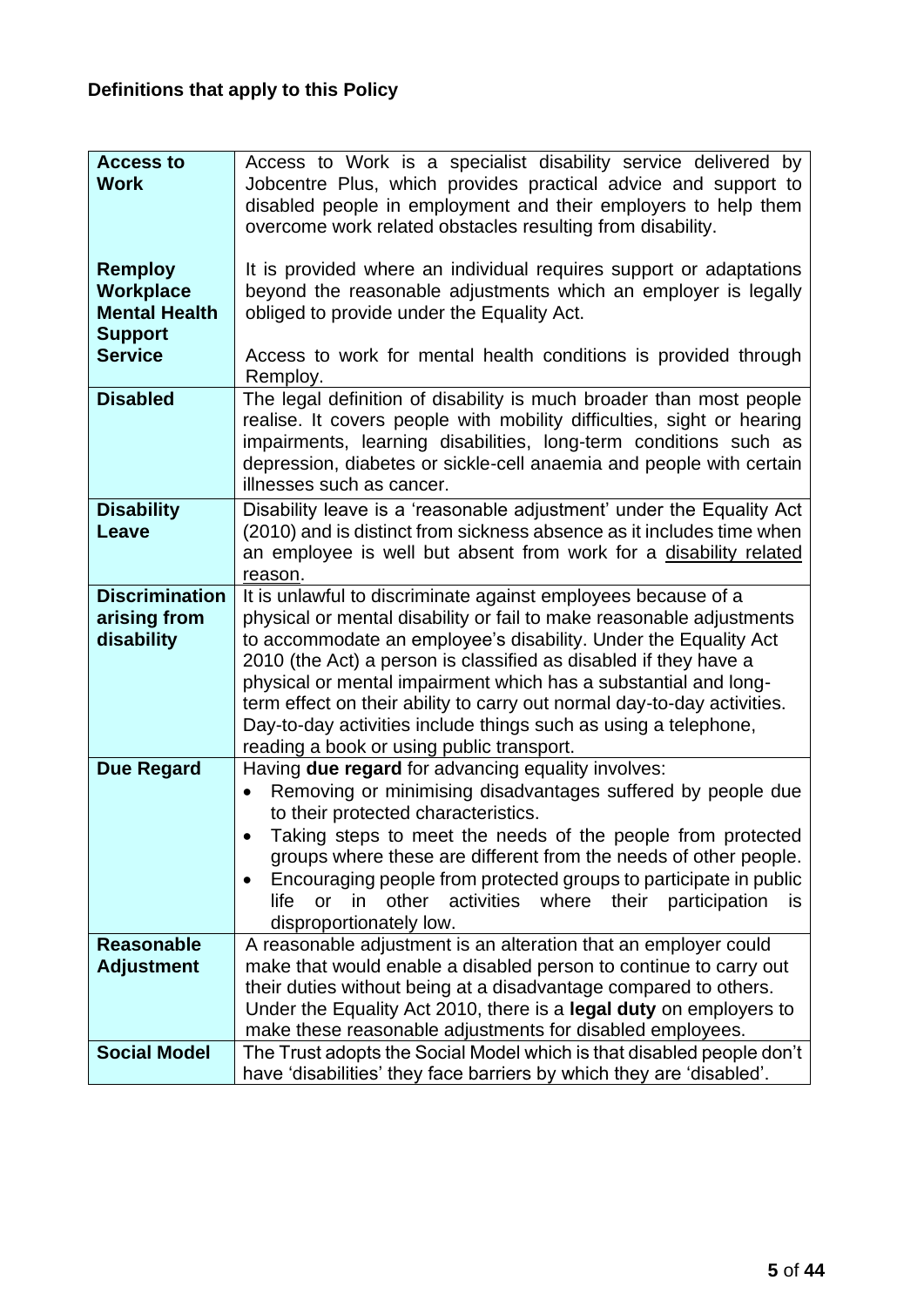**Definitions that apply to this Policy**

| | |
|---|---|
| **Access to Work**<br><br>**Remploy Workplace Mental Health Support Service** | Access to Work is a specialist disability service delivered by Jobcentre Plus, which provides practical advice and support to disabled people in employment and their employers to help them overcome work related obstacles resulting from disability.<br><br>It is provided where an individual requires support or adaptations beyond the reasonable adjustments which an employer is legally obliged to provide under the Equality Act.<br><br>Access to work for mental health conditions is provided through Remploy. |
| **Disabled** | The legal definition of disability is much broader than most people realise. It covers people with mobility difficulties, sight or hearing impairments, learning disabilities, long-term conditions such as depression, diabetes or sickle-cell anaemia and people with certain illnesses such as cancer. |
| **Disability Leave** | Disability leave is a 'reasonable adjustment' under the Equality Act (2010) and is distinct from sickness absence as it includes time when an employee is well but absent from work for a disability related reason. |
| **Discrimination arising from disability** | It is unlawful to discriminate against employees because of a physical or mental disability or fail to make reasonable adjustments to accommodate an employee's disability. Under the Equality Act 2010 (the Act) a person is classified as disabled if they have a physical or mental impairment which has a substantial and long-term effect on their ability to carry out normal day-to-day activities. Day-to-day activities include things such as using a telephone, reading a book or using public transport. |
| **Due Regard** | Having **due regard** for advancing equality involves:<br>• Removing or minimising disadvantages suffered by people due to their protected characteristics.<br>• Taking steps to meet the needs of the people from protected groups where these are different from the needs of other people.<br>• Encouraging people from protected groups to participate in public life or in other activities where their participation is disproportionately low. |
| **Reasonable Adjustment** | A reasonable adjustment is an alteration that an employer could make that would enable a disabled person to continue to carry out their duties without being at a disadvantage compared to others. Under the Equality Act 2010, there is a **legal duty** on employers to make these reasonable adjustments for disabled employees. |
| **Social Model** | The Trust adopts the Social Model which is that disabled people don't have 'disabilities' they face barriers by which they are 'disabled'. |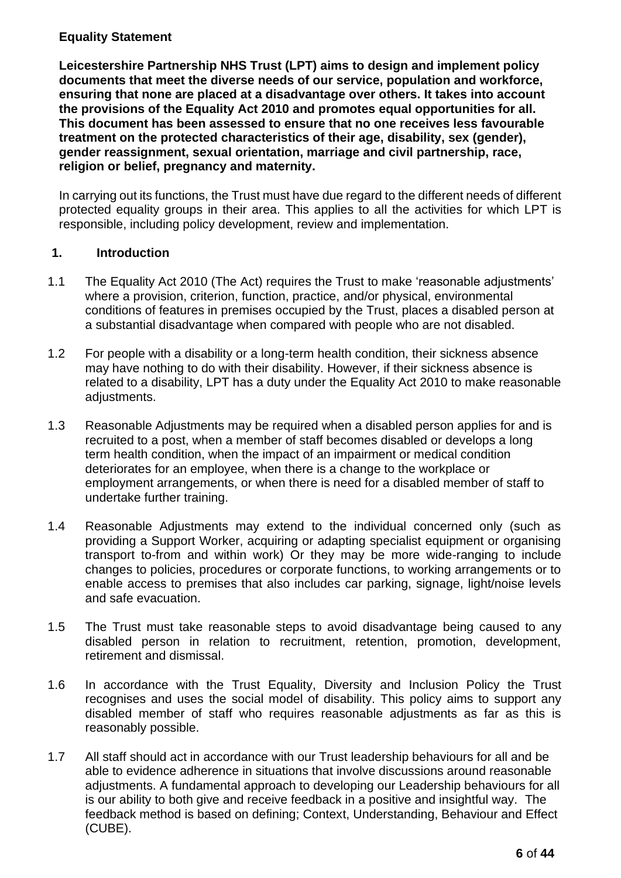**Equality Statement**

**Leicestershire Partnership NHS Trust (LPT) aims to design and implement policy documents that meet the diverse needs of our service, population and workforce, ensuring that none are placed at a disadvantage over others. It takes into account the provisions of the Equality Act 2010 and promotes equal opportunities for all. This document has been assessed to ensure that no one receives less favourable treatment on the protected characteristics of their age, disability, sex (gender), gender reassignment, sexual orientation, marriage and civil partnership, race, religion or belief, pregnancy and maternity.**

In carrying out its functions, the Trust must have due regard to the different needs of different protected equality groups in their area. This applies to all the activities for which LPT is responsible, including policy development, review and implementation.

## 1. Introduction

1.1 The Equality Act 2010 (The Act) requires the Trust to make 'reasonable adjustments' where a provision, criterion, function, practice, and/or physical, environmental conditions of features in premises occupied by the Trust, places a disabled person at a substantial disadvantage when compared with people who are not disabled.

1.2 For people with a disability or a long-term health condition, their sickness absence may have nothing to do with their disability. However, if their sickness absence is related to a disability, LPT has a duty under the Equality Act 2010 to make reasonable adjustments.

1.3 Reasonable Adjustments may be required when a disabled person applies for and is recruited to a post, when a member of staff becomes disabled or develops a long term health condition, when the impact of an impairment or medical condition deteriorates for an employee, when there is a change to the workplace or employment arrangements, or when there is need for a disabled member of staff to undertake further training.

1.4 Reasonable Adjustments may extend to the individual concerned only (such as providing a Support Worker, acquiring or adapting specialist equipment or organising transport to-from and within work) Or they may be more wide-ranging to include changes to policies, procedures or corporate functions, to working arrangements or to enable access to premises that also includes car parking, signage, light/noise levels and safe evacuation.

1.5 The Trust must take reasonable steps to avoid disadvantage being caused to any disabled person in relation to recruitment, retention, promotion, development, retirement and dismissal.

1.6 In accordance with the Trust Equality, Diversity and Inclusion Policy the Trust recognises and uses the social model of disability. This policy aims to support any disabled member of staff who requires reasonable adjustments as far as this is reasonably possible.

1.7 All staff should act in accordance with our Trust leadership behaviours for all and be able to evidence adherence in situations that involve discussions around reasonable adjustments. A fundamental approach to developing our Leadership behaviours for all is our ability to both give and receive feedback in a positive and insightful way. The feedback method is based on defining; Context, Understanding, Behaviour and Effect (CUBE).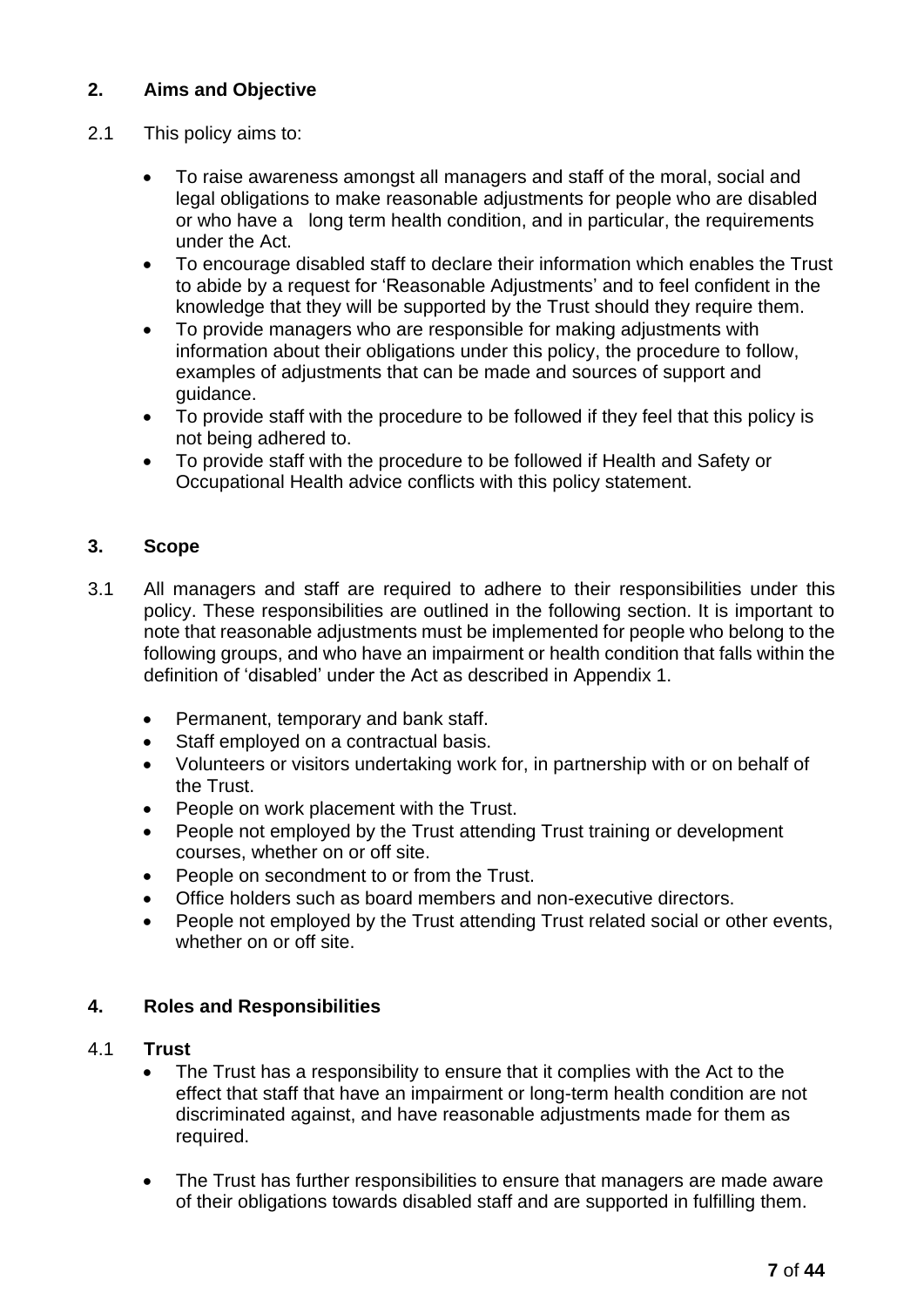## 2. Aims and Objective

2.1 This policy aims to:

- To raise awareness amongst all managers and staff of the moral, social and legal obligations to make reasonable adjustments for people who are disabled or who have a long term health condition, and in particular, the requirements under the Act.
- To encourage disabled staff to declare their information which enables the Trust to abide by a request for 'Reasonable Adjustments' and to feel confident in the knowledge that they will be supported by the Trust should they require them.
- To provide managers who are responsible for making adjustments with information about their obligations under this policy, the procedure to follow, examples of adjustments that can be made and sources of support and guidance.
- To provide staff with the procedure to be followed if they feel that this policy is not being adhered to.
- To provide staff with the procedure to be followed if Health and Safety or Occupational Health advice conflicts with this policy statement.

## 3. Scope

3.1 All managers and staff are required to adhere to their responsibilities under this policy. These responsibilities are outlined in the following section. It is important to note that reasonable adjustments must be implemented for people who belong to the following groups, and who have an impairment or health condition that falls within the definition of 'disabled' under the Act as described in Appendix 1.

- Permanent, temporary and bank staff.
- Staff employed on a contractual basis.
- Volunteers or visitors undertaking work for, in partnership with or on behalf of the Trust.
- People on work placement with the Trust.
- People not employed by the Trust attending Trust training or development courses, whether on or off site.
- People on secondment to or from the Trust.
- Office holders such as board members and non-executive directors.
- People not employed by the Trust attending Trust related social or other events, whether on or off site.

## 4. Roles and Responsibilities

4.1 **Trust**

- The Trust has a responsibility to ensure that it complies with the Act to the effect that staff that have an impairment or long-term health condition are not discriminated against, and have reasonable adjustments made for them as required.
- The Trust has further responsibilities to ensure that managers are made aware of their obligations towards disabled staff and are supported in fulfilling them.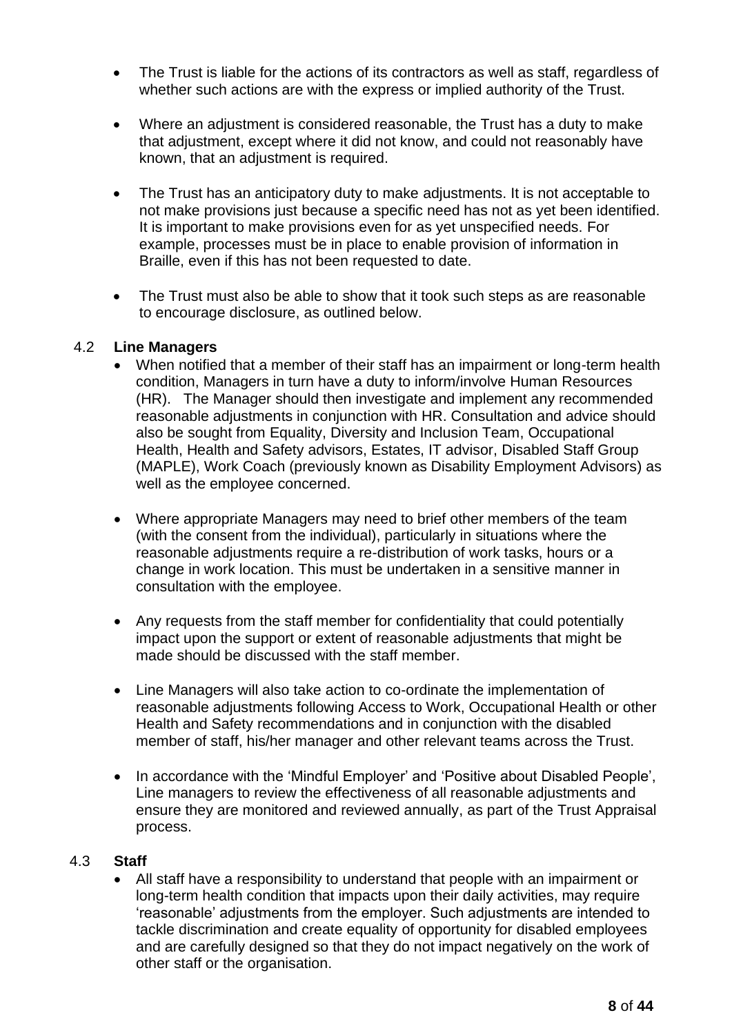- The Trust is liable for the actions of its contractors as well as staff, regardless of whether such actions are with the express or implied authority of the Trust.

- Where an adjustment is considered reasonable, the Trust has a duty to make that adjustment, except where it did not know, and could not reasonably have known, that an adjustment is required.

- The Trust has an anticipatory duty to make adjustments. It is not acceptable to not make provisions just because a specific need has not as yet been identified. It is important to make provisions even for as yet unspecified needs. For example, processes must be in place to enable provision of information in Braille, even if this has not been requested to date.

- The Trust must also be able to show that it took such steps as are reasonable to encourage disclosure, as outlined below.

### 4.2 Line Managers

- When notified that a member of their staff has an impairment or long-term health condition, Managers in turn have a duty to inform/involve Human Resources (HR). The Manager should then investigate and implement any recommended reasonable adjustments in conjunction with HR. Consultation and advice should also be sought from Equality, Diversity and Inclusion Team, Occupational Health, Health and Safety advisors, Estates, IT advisor, Disabled Staff Group (MAPLE), Work Coach (previously known as Disability Employment Advisors) as well as the employee concerned.

- Where appropriate Managers may need to brief other members of the team (with the consent from the individual), particularly in situations where the reasonable adjustments require a re-distribution of work tasks, hours or a change in work location. This must be undertaken in a sensitive manner in consultation with the employee.

- Any requests from the staff member for confidentiality that could potentially impact upon the support or extent of reasonable adjustments that might be made should be discussed with the staff member.

- Line Managers will also take action to co-ordinate the implementation of reasonable adjustments following Access to Work, Occupational Health or other Health and Safety recommendations and in conjunction with the disabled member of staff, his/her manager and other relevant teams across the Trust.

- In accordance with the 'Mindful Employer' and 'Positive about Disabled People', Line managers to review the effectiveness of all reasonable adjustments and ensure they are monitored and reviewed annually, as part of the Trust Appraisal process.

### 4.3 Staff

- All staff have a responsibility to understand that people with an impairment or long-term health condition that impacts upon their daily activities, may require 'reasonable' adjustments from the employer. Such adjustments are intended to tackle discrimination and create equality of opportunity for disabled employees and are carefully designed so that they do not impact negatively on the work of other staff or the organisation.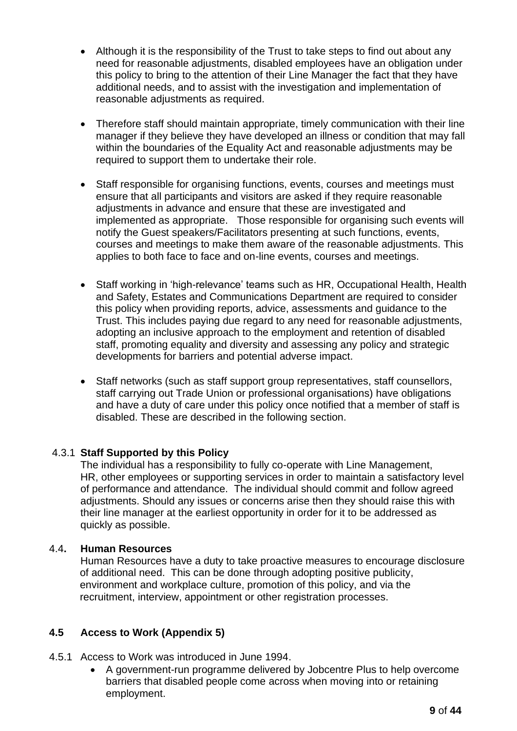- Although it is the responsibility of the Trust to take steps to find out about any need for reasonable adjustments, disabled employees have an obligation under this policy to bring to the attention of their Line Manager the fact that they have additional needs, and to assist with the investigation and implementation of reasonable adjustments as required.

- Therefore staff should maintain appropriate, timely communication with their line manager if they believe they have developed an illness or condition that may fall within the boundaries of the Equality Act and reasonable adjustments may be required to support them to undertake their role.

- Staff responsible for organising functions, events, courses and meetings must ensure that all participants and visitors are asked if they require reasonable adjustments in advance and ensure that these are investigated and implemented as appropriate. Those responsible for organising such events will notify the Guest speakers/Facilitators presenting at such functions, events, courses and meetings to make them aware of the reasonable adjustments. This applies to both face to face and on-line events, courses and meetings.

- Staff working in 'high-relevance' teams such as HR, Occupational Health, Health and Safety, Estates and Communications Department are required to consider this policy when providing reports, advice, assessments and guidance to the Trust. This includes paying due regard to any need for reasonable adjustments, adopting an inclusive approach to the employment and retention of disabled staff, promoting equality and diversity and assessing any policy and strategic developments for barriers and potential adverse impact.

- Staff networks (such as staff support group representatives, staff counsellors, staff carrying out Trade Union or professional organisations) have obligations and have a duty of care under this policy once notified that a member of staff is disabled. These are described in the following section.

#### 4.3.1 Staff Supported by this Policy

The individual has a responsibility to fully co-operate with Line Management, HR, other employees or supporting services in order to maintain a satisfactory level of performance and attendance. The individual should commit and follow agreed adjustments. Should any issues or concerns arise then they should raise this with their line manager at the earliest opportunity in order for it to be addressed as quickly as possible.

### 4.4. Human Resources

Human Resources have a duty to take proactive measures to encourage disclosure of additional need. This can be done through adopting positive publicity, environment and workplace culture, promotion of this policy, and via the recruitment, interview, appointment or other registration processes.

### 4.5 Access to Work (Appendix 5)

4.5.1 Access to Work was introduced in June 1994.

- A government-run programme delivered by Jobcentre Plus to help overcome barriers that disabled people come across when moving into or retaining employment.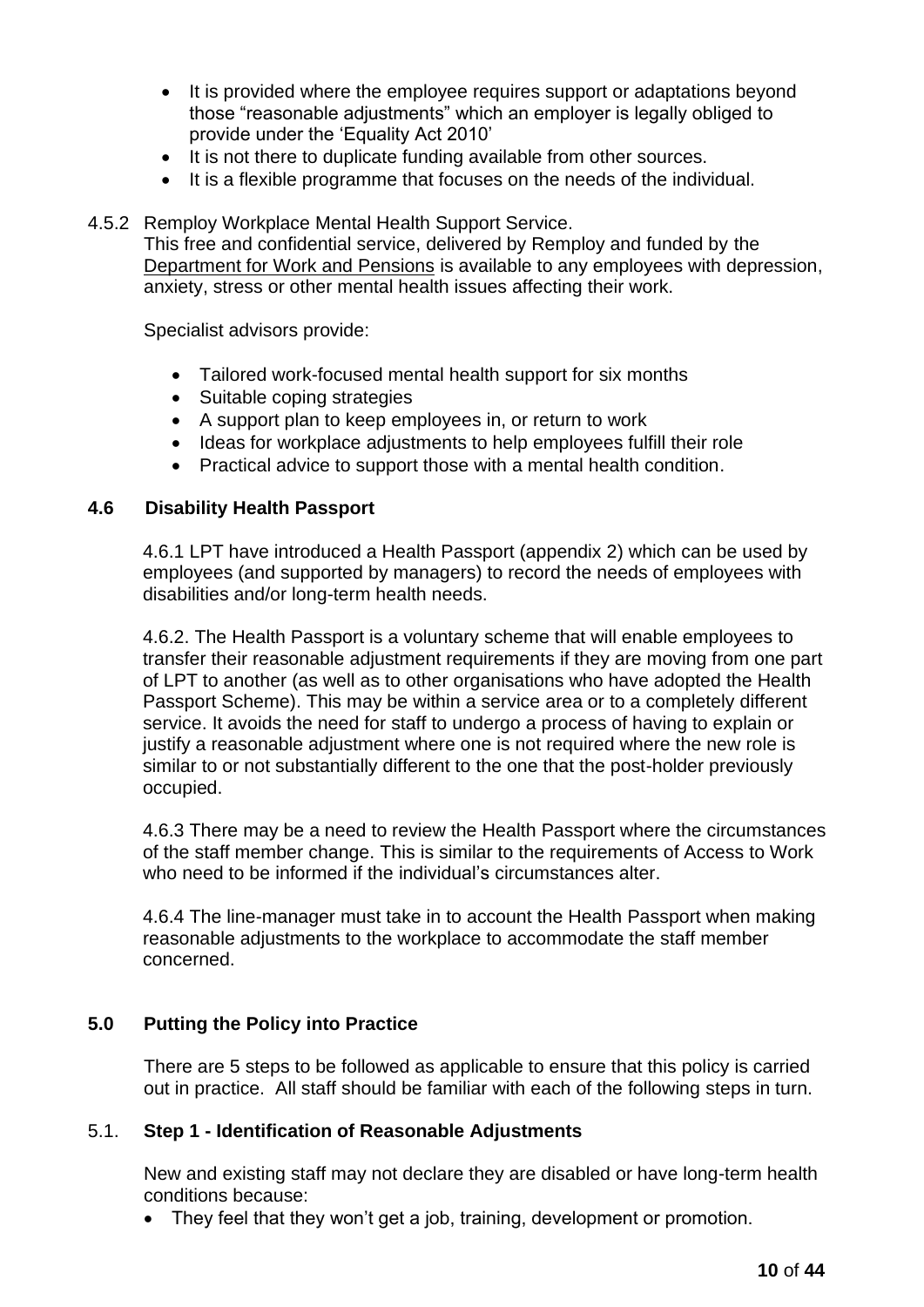- It is provided where the employee requires support or adaptations beyond those “reasonable adjustments” which an employer is legally obliged to provide under the ‘Equality Act 2010’
- It is not there to duplicate funding available from other sources.
- It is a flexible programme that focuses on the needs of the individual.

4.5.2 Remploy Workplace Mental Health Support Service.

This free and confidential service, delivered by Remploy and funded by the Department for Work and Pensions is available to any employees with depression, anxiety, stress or other mental health issues affecting their work.

Specialist advisors provide:

- Tailored work-focused mental health support for six months
- Suitable coping strategies
- A support plan to keep employees in, or return to work
- Ideas for workplace adjustments to help employees fulfill their role
- Practical advice to support those with a mental health condition.

### 4.6 Disability Health Passport

4.6.1 LPT have introduced a Health Passport (appendix 2) which can be used by employees (and supported by managers) to record the needs of employees with disabilities and/or long-term health needs.

4.6.2. The Health Passport is a voluntary scheme that will enable employees to transfer their reasonable adjustment requirements if they are moving from one part of LPT to another (as well as to other organisations who have adopted the Health Passport Scheme). This may be within a service area or to a completely different service. It avoids the need for staff to undergo a process of having to explain or justify a reasonable adjustment where one is not required where the new role is similar to or not substantially different to the one that the post-holder previously occupied.

4.6.3 There may be a need to review the Health Passport where the circumstances of the staff member change. This is similar to the requirements of Access to Work who need to be informed if the individual’s circumstances alter.

4.6.4 The line-manager must take in to account the Health Passport when making reasonable adjustments to the workplace to accommodate the staff member concerned.

## 5.0 Putting the Policy into Practice

There are 5 steps to be followed as applicable to ensure that this policy is carried out in practice. All staff should be familiar with each of the following steps in turn.

### 5.1. Step 1 - Identification of Reasonable Adjustments

New and existing staff may not declare they are disabled or have long-term health conditions because:

- They feel that they won’t get a job, training, development or promotion.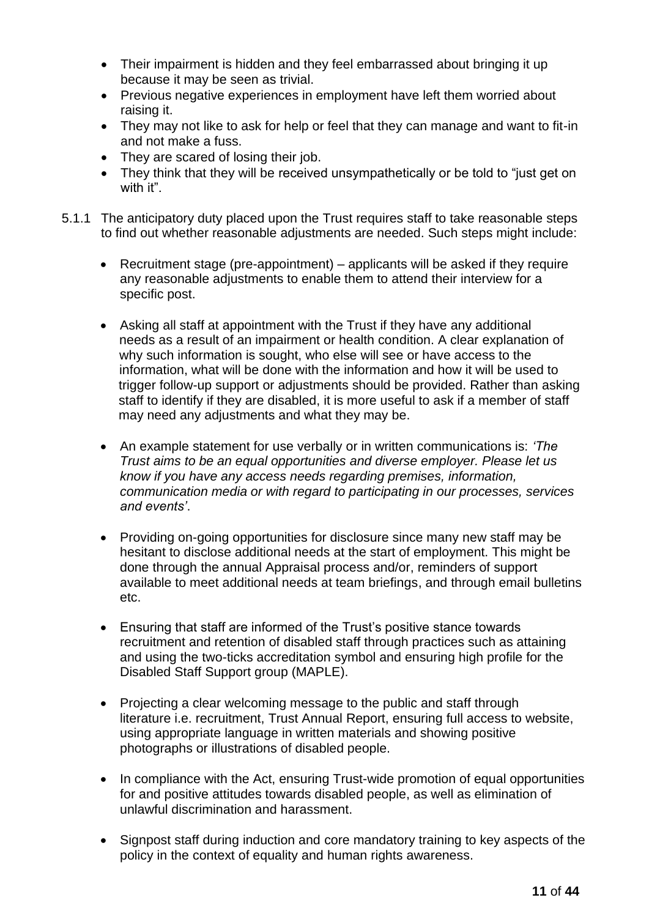- Their impairment is hidden and they feel embarrassed about bringing it up because it may be seen as trivial.
- Previous negative experiences in employment have left them worried about raising it.
- They may not like to ask for help or feel that they can manage and want to fit-in and not make a fuss.
- They are scared of losing their job.
- They think that they will be received unsympathetically or be told to "just get on with it".

5.1.1 The anticipatory duty placed upon the Trust requires staff to take reasonable steps to find out whether reasonable adjustments are needed. Such steps might include:

- Recruitment stage (pre-appointment) – applicants will be asked if they require any reasonable adjustments to enable them to attend their interview for a specific post.

- Asking all staff at appointment with the Trust if they have any additional needs as a result of an impairment or health condition. A clear explanation of why such information is sought, who else will see or have access to the information, what will be done with the information and how it will be used to trigger follow-up support or adjustments should be provided. Rather than asking staff to identify if they are disabled, it is more useful to ask if a member of staff may need any adjustments and what they may be.

- An example statement for use verbally or in written communications is: *'The Trust aims to be an equal opportunities and diverse employer. Please let us know if you have any access needs regarding premises, information, communication media or with regard to participating in our processes, services and events'*.

- Providing on-going opportunities for disclosure since many new staff may be hesitant to disclose additional needs at the start of employment. This might be done through the annual Appraisal process and/or, reminders of support available to meet additional needs at team briefings, and through email bulletins etc.

- Ensuring that staff are informed of the Trust's positive stance towards recruitment and retention of disabled staff through practices such as attaining and using the two-ticks accreditation symbol and ensuring high profile for the Disabled Staff Support group (MAPLE).

- Projecting a clear welcoming message to the public and staff through literature i.e. recruitment, Trust Annual Report, ensuring full access to website, using appropriate language in written materials and showing positive photographs or illustrations of disabled people.

- In compliance with the Act, ensuring Trust-wide promotion of equal opportunities for and positive attitudes towards disabled people, as well as elimination of unlawful discrimination and harassment.

- Signpost staff during induction and core mandatory training to key aspects of the policy in the context of equality and human rights awareness.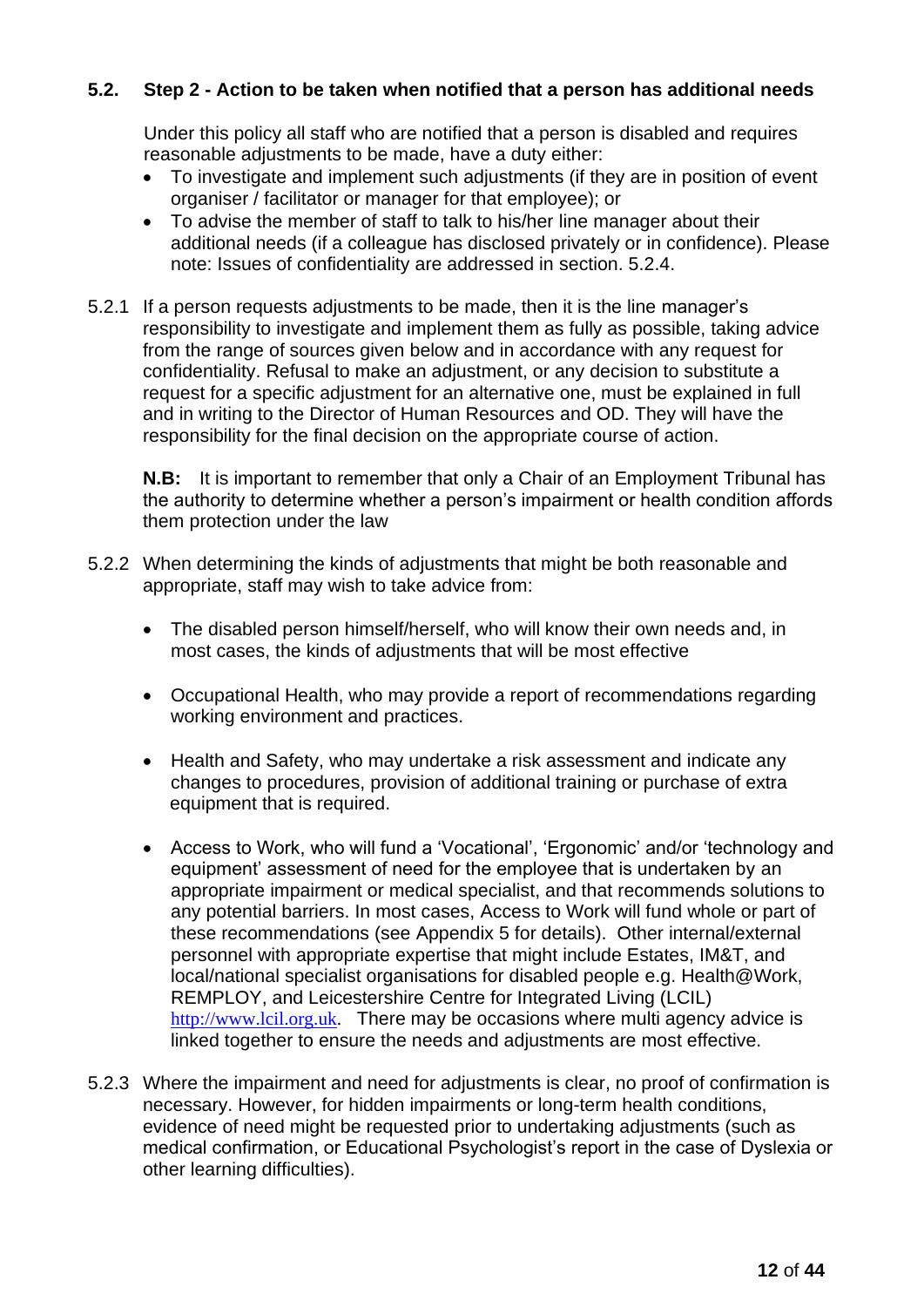### 5.2. Step 2 - Action to be taken when notified that a person has additional needs

Under this policy all staff who are notified that a person is disabled and requires reasonable adjustments to be made, have a duty either:

- To investigate and implement such adjustments (if they are in position of event organiser / facilitator or manager for that employee); or
- To advise the member of staff to talk to his/her line manager about their additional needs (if a colleague has disclosed privately or in confidence). Please note: Issues of confidentiality are addressed in section. 5.2.4.

5.2.1 If a person requests adjustments to be made, then it is the line manager's responsibility to investigate and implement them as fully as possible, taking advice from the range of sources given below and in accordance with any request for confidentiality. Refusal to make an adjustment, or any decision to substitute a request for a specific adjustment for an alternative one, must be explained in full and in writing to the Director of Human Resources and OD. They will have the responsibility for the final decision on the appropriate course of action.

**N.B:** It is important to remember that only a Chair of an Employment Tribunal has the authority to determine whether a person's impairment or health condition affords them protection under the law

5.2.2 When determining the kinds of adjustments that might be both reasonable and appropriate, staff may wish to take advice from:

- The disabled person himself/herself, who will know their own needs and, in most cases, the kinds of adjustments that will be most effective
- Occupational Health, who may provide a report of recommendations regarding working environment and practices.
- Health and Safety, who may undertake a risk assessment and indicate any changes to procedures, provision of additional training or purchase of extra equipment that is required.
- Access to Work, who will fund a 'Vocational', 'Ergonomic' and/or 'technology and equipment' assessment of need for the employee that is undertaken by an appropriate impairment or medical specialist, and that recommends solutions to any potential barriers. In most cases, Access to Work will fund whole or part of these recommendations (see Appendix 5 for details). Other internal/external personnel with appropriate expertise that might include Estates, IM&T, and local/national specialist organisations for disabled people e.g. Health@Work, REMPLOY, and Leicestershire Centre for Integrated Living (LCIL) http://www.lcil.org.uk. There may be occasions where multi agency advice is linked together to ensure the needs and adjustments are most effective.

5.2.3 Where the impairment and need for adjustments is clear, no proof of confirmation is necessary. However, for hidden impairments or long-term health conditions, evidence of need might be requested prior to undertaking adjustments (such as medical confirmation, or Educational Psychologist's report in the case of Dyslexia or other learning difficulties).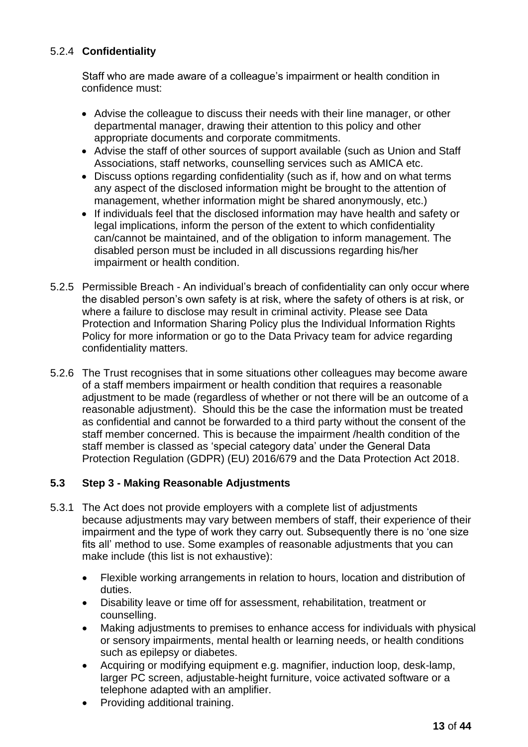#### 5.2.4 **Confidentiality**

Staff who are made aware of a colleague's impairment or health condition in confidence must:

- Advise the colleague to discuss their needs with their line manager, or other departmental manager, drawing their attention to this policy and other appropriate documents and corporate commitments.
- Advise the staff of other sources of support available (such as Union and Staff Associations, staff networks, counselling services such as AMICA etc.
- Discuss options regarding confidentiality (such as if, how and on what terms any aspect of the disclosed information might be brought to the attention of management, whether information might be shared anonymously, etc.)
- If individuals feel that the disclosed information may have health and safety or legal implications, inform the person of the extent to which confidentiality can/cannot be maintained, and of the obligation to inform management. The disabled person must be included in all discussions regarding his/her impairment or health condition.

5.2.5 Permissible Breach - An individual's breach of confidentiality can only occur where the disabled person's own safety is at risk, where the safety of others is at risk, or where a failure to disclose may result in criminal activity. Please see Data Protection and Information Sharing Policy plus the Individual Information Rights Policy for more information or go to the Data Privacy team for advice regarding confidentiality matters.

5.2.6 The Trust recognises that in some situations other colleagues may become aware of a staff members impairment or health condition that requires a reasonable adjustment to be made (regardless of whether or not there will be an outcome of a reasonable adjustment). Should this be the case the information must be treated as confidential and cannot be forwarded to a third party without the consent of the staff member concerned. This is because the impairment /health condition of the staff member is classed as 'special category data' under the General Data Protection Regulation (GDPR) (EU) 2016/679 and the Data Protection Act 2018.

### 5.3 Step 3 - Making Reasonable Adjustments

5.3.1 The Act does not provide employers with a complete list of adjustments because adjustments may vary between members of staff, their experience of their impairment and the type of work they carry out. Subsequently there is no 'one size fits all' method to use. Some examples of reasonable adjustments that you can make include (this list is not exhaustive):

- Flexible working arrangements in relation to hours, location and distribution of duties.
- Disability leave or time off for assessment, rehabilitation, treatment or counselling.
- Making adjustments to premises to enhance access for individuals with physical or sensory impairments, mental health or learning needs, or health conditions such as epilepsy or diabetes.
- Acquiring or modifying equipment e.g. magnifier, induction loop, desk-lamp, larger PC screen, adjustable-height furniture, voice activated software or a telephone adapted with an amplifier.
- Providing additional training.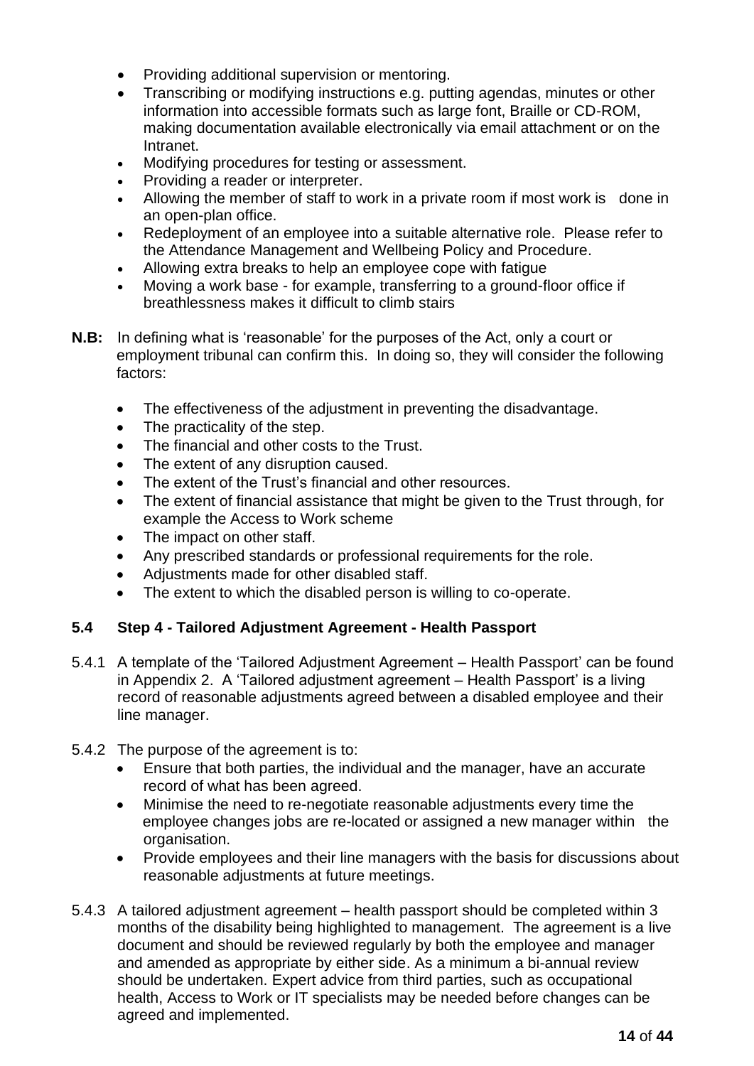- Providing additional supervision or mentoring.
- Transcribing or modifying instructions e.g. putting agendas, minutes or other information into accessible formats such as large font, Braille or CD-ROM, making documentation available electronically via email attachment or on the Intranet.
- Modifying procedures for testing or assessment.
- Providing a reader or interpreter.
- Allowing the member of staff to work in a private room if most work is done in an open-plan office.
- Redeployment of an employee into a suitable alternative role. Please refer to the Attendance Management and Wellbeing Policy and Procedure.
- Allowing extra breaks to help an employee cope with fatigue
- Moving a work base - for example, transferring to a ground-floor office if breathlessness makes it difficult to climb stairs

**N.B:** In defining what is 'reasonable' for the purposes of the Act, only a court or employment tribunal can confirm this. In doing so, they will consider the following factors:

- The effectiveness of the adjustment in preventing the disadvantage.
- The practicality of the step.
- The financial and other costs to the Trust.
- The extent of any disruption caused.
- The extent of the Trust's financial and other resources.
- The extent of financial assistance that might be given to the Trust through, for example the Access to Work scheme
- The impact on other staff.
- Any prescribed standards or professional requirements for the role.
- Adjustments made for other disabled staff.
- The extent to which the disabled person is willing to co-operate.

### 5.4 Step 4 - Tailored Adjustment Agreement - Health Passport

5.4.1 A template of the 'Tailored Adjustment Agreement – Health Passport' can be found in Appendix 2. A 'Tailored adjustment agreement – Health Passport' is a living record of reasonable adjustments agreed between a disabled employee and their line manager.

5.4.2 The purpose of the agreement is to:

- Ensure that both parties, the individual and the manager, have an accurate record of what has been agreed.
- Minimise the need to re-negotiate reasonable adjustments every time the employee changes jobs are re-located or assigned a new manager within the organisation.
- Provide employees and their line managers with the basis for discussions about reasonable adjustments at future meetings.

5.4.3 A tailored adjustment agreement – health passport should be completed within 3 months of the disability being highlighted to management. The agreement is a live document and should be reviewed regularly by both the employee and manager and amended as appropriate by either side. As a minimum a bi-annual review should be undertaken. Expert advice from third parties, such as occupational health, Access to Work or IT specialists may be needed before changes can be agreed and implemented.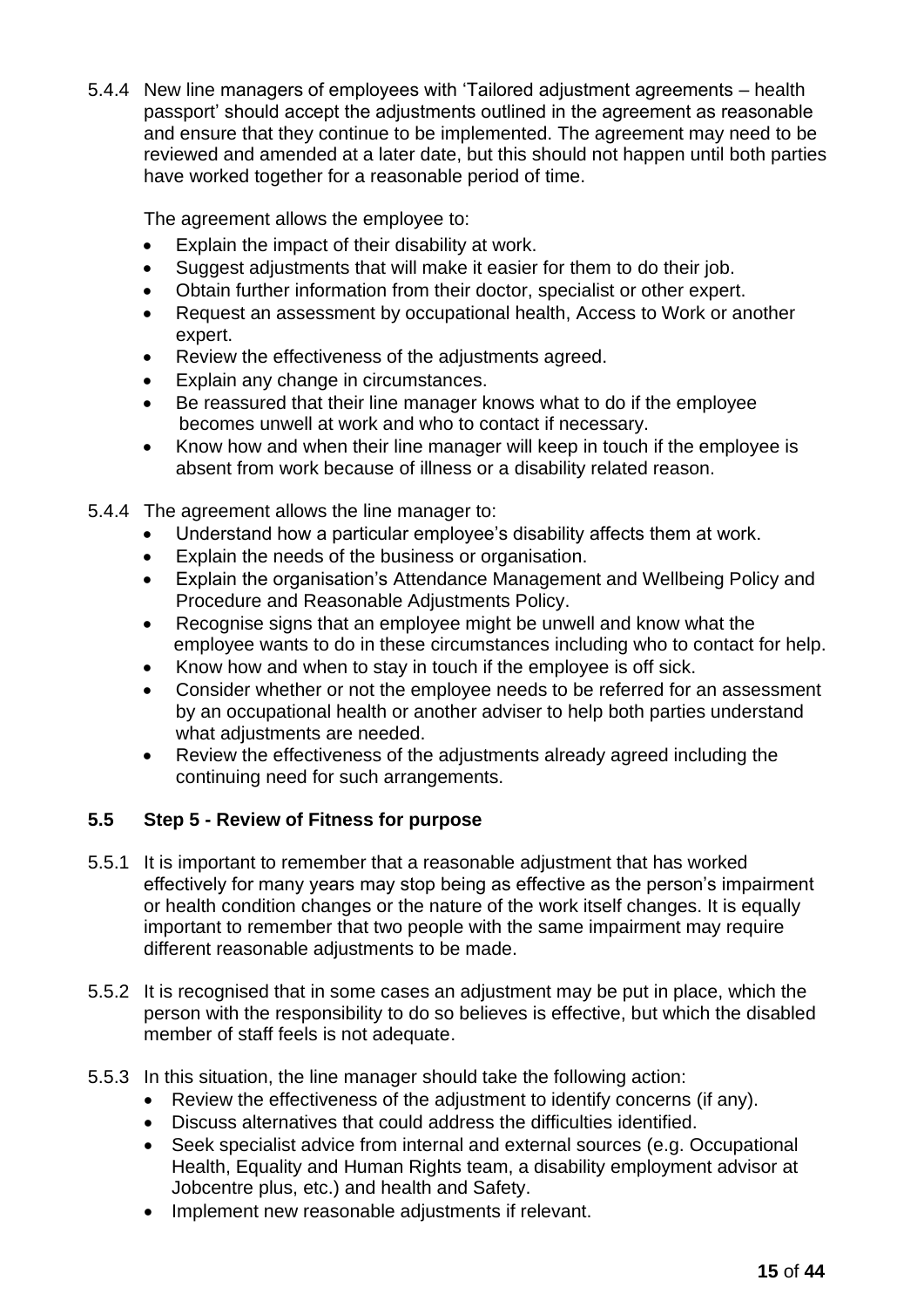5.4.4 New line managers of employees with 'Tailored adjustment agreements – health passport' should accept the adjustments outlined in the agreement as reasonable and ensure that they continue to be implemented. The agreement may need to be reviewed and amended at a later date, but this should not happen until both parties have worked together for a reasonable period of time.

The agreement allows the employee to:

- Explain the impact of their disability at work.
- Suggest adjustments that will make it easier for them to do their job.
- Obtain further information from their doctor, specialist or other expert.
- Request an assessment by occupational health, Access to Work or another expert.
- Review the effectiveness of the adjustments agreed.
- Explain any change in circumstances.
- Be reassured that their line manager knows what to do if the employee becomes unwell at work and who to contact if necessary.
- Know how and when their line manager will keep in touch if the employee is absent from work because of illness or a disability related reason.

5.4.4 The agreement allows the line manager to:

- Understand how a particular employee's disability affects them at work.
- Explain the needs of the business or organisation.
- Explain the organisation's Attendance Management and Wellbeing Policy and Procedure and Reasonable Adjustments Policy.
- Recognise signs that an employee might be unwell and know what the employee wants to do in these circumstances including who to contact for help.
- Know how and when to stay in touch if the employee is off sick.
- Consider whether or not the employee needs to be referred for an assessment by an occupational health or another adviser to help both parties understand what adjustments are needed.
- Review the effectiveness of the adjustments already agreed including the continuing need for such arrangements.

### 5.5 Step 5 - Review of Fitness for purpose

5.5.1 It is important to remember that a reasonable adjustment that has worked effectively for many years may stop being as effective as the person's impairment or health condition changes or the nature of the work itself changes. It is equally important to remember that two people with the same impairment may require different reasonable adjustments to be made.

5.5.2 It is recognised that in some cases an adjustment may be put in place, which the person with the responsibility to do so believes is effective, but which the disabled member of staff feels is not adequate.

5.5.3 In this situation, the line manager should take the following action:

- Review the effectiveness of the adjustment to identify concerns (if any).
- Discuss alternatives that could address the difficulties identified.
- Seek specialist advice from internal and external sources (e.g. Occupational Health, Equality and Human Rights team, a disability employment advisor at Jobcentre plus, etc.) and health and Safety.
- Implement new reasonable adjustments if relevant.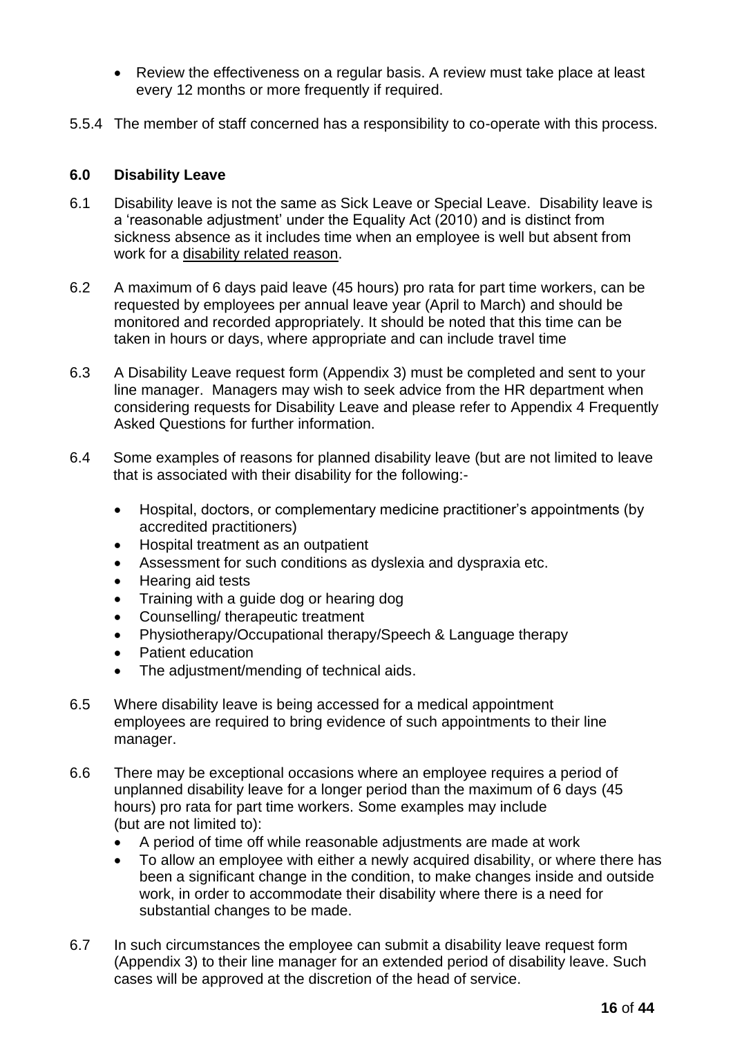- Review the effectiveness on a regular basis. A review must take place at least every 12 months or more frequently if required.

5.5.4 The member of staff concerned has a responsibility to co-operate with this process.

## 6.0 Disability Leave

6.1 Disability leave is not the same as Sick Leave or Special Leave. Disability leave is a 'reasonable adjustment' under the Equality Act (2010) and is distinct from sickness absence as it includes time when an employee is well but absent from work for a disability related reason.

6.2 A maximum of 6 days paid leave (45 hours) pro rata for part time workers, can be requested by employees per annual leave year (April to March) and should be monitored and recorded appropriately. It should be noted that this time can be taken in hours or days, where appropriate and can include travel time

6.3 A Disability Leave request form (Appendix 3) must be completed and sent to your line manager. Managers may wish to seek advice from the HR department when considering requests for Disability Leave and please refer to Appendix 4 Frequently Asked Questions for further information.

6.4 Some examples of reasons for planned disability leave (but are not limited to leave that is associated with their disability for the following:-

- Hospital, doctors, or complementary medicine practitioner's appointments (by accredited practitioners)
- Hospital treatment as an outpatient
- Assessment for such conditions as dyslexia and dyspraxia etc.
- Hearing aid tests
- Training with a guide dog or hearing dog
- Counselling/ therapeutic treatment
- Physiotherapy/Occupational therapy/Speech & Language therapy
- Patient education
- The adjustment/mending of technical aids.

6.5 Where disability leave is being accessed for a medical appointment employees are required to bring evidence of such appointments to their line manager.

6.6 There may be exceptional occasions where an employee requires a period of unplanned disability leave for a longer period than the maximum of 6 days (45 hours) pro rata for part time workers. Some examples may include (but are not limited to):

- A period of time off while reasonable adjustments are made at work
- To allow an employee with either a newly acquired disability, or where there has been a significant change in the condition, to make changes inside and outside work, in order to accommodate their disability where there is a need for substantial changes to be made.

6.7 In such circumstances the employee can submit a disability leave request form (Appendix 3) to their line manager for an extended period of disability leave. Such cases will be approved at the discretion of the head of service.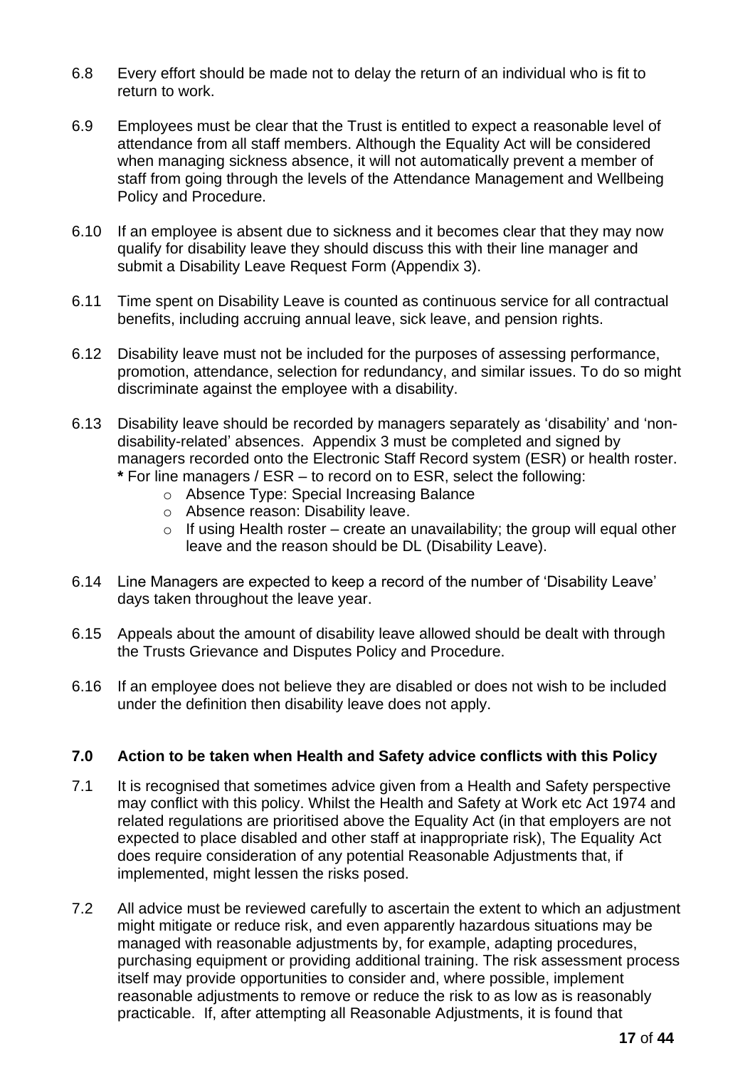6.8 Every effort should be made not to delay the return of an individual who is fit to return to work.

6.9 Employees must be clear that the Trust is entitled to expect a reasonable level of attendance from all staff members. Although the Equality Act will be considered when managing sickness absence, it will not automatically prevent a member of staff from going through the levels of the Attendance Management and Wellbeing Policy and Procedure.

6.10 If an employee is absent due to sickness and it becomes clear that they may now qualify for disability leave they should discuss this with their line manager and submit a Disability Leave Request Form (Appendix 3).

6.11 Time spent on Disability Leave is counted as continuous service for all contractual benefits, including accruing annual leave, sick leave, and pension rights.

6.12 Disability leave must not be included for the purposes of assessing performance, promotion, attendance, selection for redundancy, and similar issues. To do so might discriminate against the employee with a disability.

6.13 Disability leave should be recorded by managers separately as 'disability' and 'non-disability-related' absences. Appendix 3 must be completed and signed by managers recorded onto the Electronic Staff Record system (ESR) or health roster.
**\*** For line managers / ESR – to record on to ESR, select the following:
- Absence Type: Special Increasing Balance
- Absence reason: Disability leave.
- If using Health roster – create an unavailability; the group will equal other leave and the reason should be DL (Disability Leave).

6.14 Line Managers are expected to keep a record of the number of 'Disability Leave' days taken throughout the leave year.

6.15 Appeals about the amount of disability leave allowed should be dealt with through the Trusts Grievance and Disputes Policy and Procedure.

6.16 If an employee does not believe they are disabled or does not wish to be included under the definition then disability leave does not apply.

## 7.0 Action to be taken when Health and Safety advice conflicts with this Policy

7.1 It is recognised that sometimes advice given from a Health and Safety perspective may conflict with this policy. Whilst the Health and Safety at Work etc Act 1974 and related regulations are prioritised above the Equality Act (in that employers are not expected to place disabled and other staff at inappropriate risk), The Equality Act does require consideration of any potential Reasonable Adjustments that, if implemented, might lessen the risks posed.

7.2 All advice must be reviewed carefully to ascertain the extent to which an adjustment might mitigate or reduce risk, and even apparently hazardous situations may be managed with reasonable adjustments by, for example, adapting procedures, purchasing equipment or providing additional training. The risk assessment process itself may provide opportunities to consider and, where possible, implement reasonable adjustments to remove or reduce the risk to as low as is reasonably practicable. If, after attempting all Reasonable Adjustments, it is found that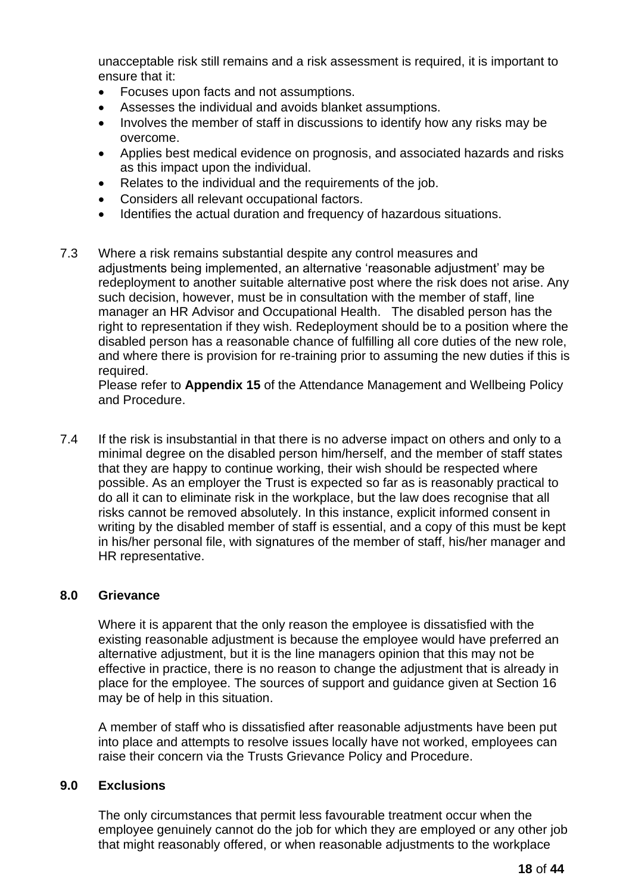unacceptable risk still remains and a risk assessment is required, it is important to ensure that it:

- Focuses upon facts and not assumptions.
- Assesses the individual and avoids blanket assumptions.
- Involves the member of staff in discussions to identify how any risks may be overcome.
- Applies best medical evidence on prognosis, and associated hazards and risks as this impact upon the individual.
- Relates to the individual and the requirements of the job.
- Considers all relevant occupational factors.
- Identifies the actual duration and frequency of hazardous situations.

7.3 Where a risk remains substantial despite any control measures and adjustments being implemented, an alternative 'reasonable adjustment' may be redeployment to another suitable alternative post where the risk does not arise. Any such decision, however, must be in consultation with the member of staff, line manager an HR Advisor and Occupational Health. The disabled person has the right to representation if they wish. Redeployment should be to a position where the disabled person has a reasonable chance of fulfilling all core duties of the new role, and where there is provision for re-training prior to assuming the new duties if this is required.
Please refer to **Appendix 15** of the Attendance Management and Wellbeing Policy and Procedure.

7.4 If the risk is insubstantial in that there is no adverse impact on others and only to a minimal degree on the disabled person him/herself, and the member of staff states that they are happy to continue working, their wish should be respected where possible. As an employer the Trust is expected so far as is reasonably practical to do all it can to eliminate risk in the workplace, but the law does recognise that all risks cannot be removed absolutely. In this instance, explicit informed consent in writing by the disabled member of staff is essential, and a copy of this must be kept in his/her personal file, with signatures of the member of staff, his/her manager and HR representative.

## 8.0 Grievance

Where it is apparent that the only reason the employee is dissatisfied with the existing reasonable adjustment is because the employee would have preferred an alternative adjustment, but it is the line managers opinion that this may not be effective in practice, there is no reason to change the adjustment that is already in place for the employee. The sources of support and guidance given at Section 16 may be of help in this situation.

A member of staff who is dissatisfied after reasonable adjustments have been put into place and attempts to resolve issues locally have not worked, employees can raise their concern via the Trusts Grievance Policy and Procedure.

## 9.0 Exclusions

The only circumstances that permit less favourable treatment occur when the employee genuinely cannot do the job for which they are employed or any other job that might reasonably offered, or when reasonable adjustments to the workplace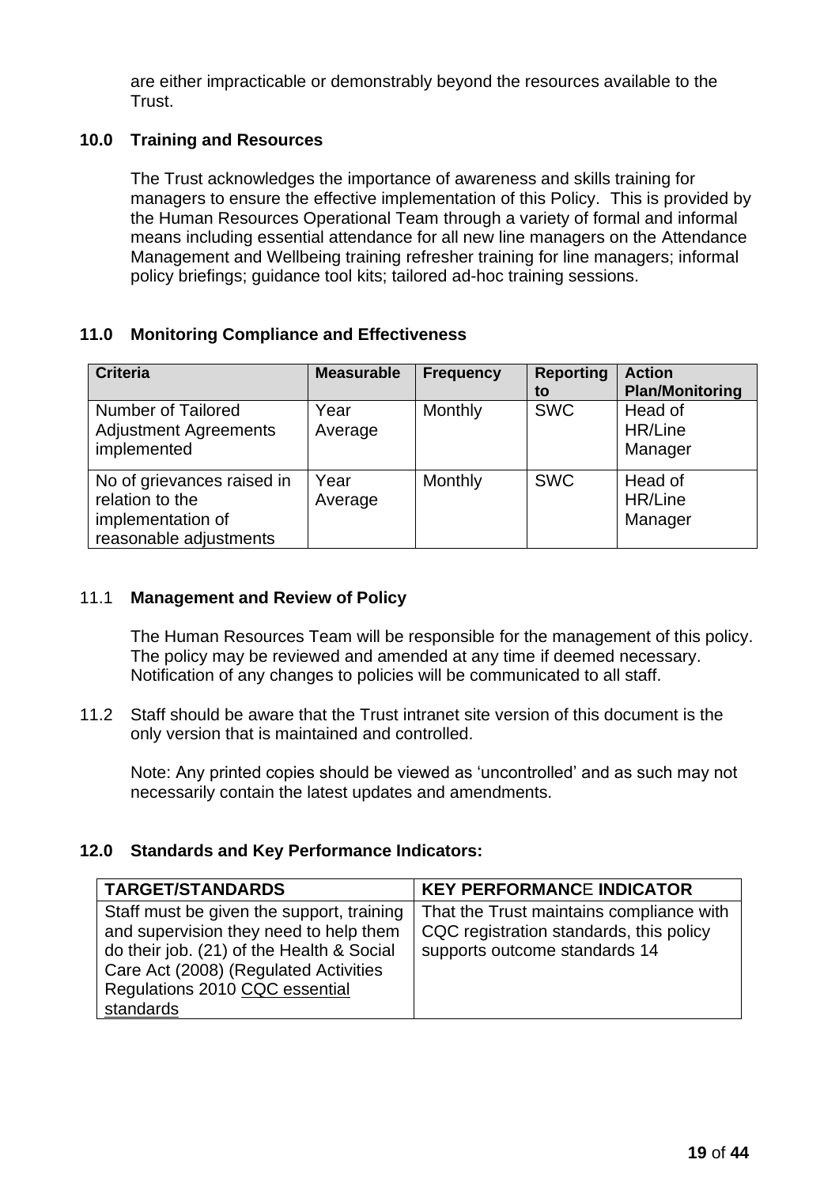are either impracticable or demonstrably beyond the resources available to the Trust.

## 10.0 Training and Resources

The Trust acknowledges the importance of awareness and skills training for managers to ensure the effective implementation of this Policy. This is provided by the Human Resources Operational Team through a variety of formal and informal means including essential attendance for all new line managers on the Attendance Management and Wellbeing training refresher training for line managers; informal policy briefings; guidance tool kits; tailored ad-hoc training sessions.

## 11.0 Monitoring Compliance and Effectiveness

| Criteria | Measurable | Frequency | Reporting to | Action Plan/Monitoring |
|---|---|---|---|---|
| Number of Tailored Adjustment Agreements implemented | Year Average | Monthly | SWC | Head of HR/Line Manager |
| No of grievances raised in relation to the implementation of reasonable adjustments | Year Average | Monthly | SWC | Head of HR/Line Manager |

### 11.1 Management and Review of Policy

The Human Resources Team will be responsible for the management of this policy. The policy may be reviewed and amended at any time if deemed necessary. Notification of any changes to policies will be communicated to all staff.

11.2 Staff should be aware that the Trust intranet site version of this document is the only version that is maintained and controlled.

Note: Any printed copies should be viewed as 'uncontrolled' and as such may not necessarily contain the latest updates and amendments.

## 12.0 Standards and Key Performance Indicators:

| TARGET/STANDARDS | KEY PERFORMANCE INDICATOR |
|---|---|
| Staff must be given the support, training and supervision they need to help them do their job. (21) of the Health & Social Care Act (2008) (Regulated Activities Regulations 2010 CQC essential standards | That the Trust maintains compliance with CQC registration standards, this policy supports outcome standards 14 |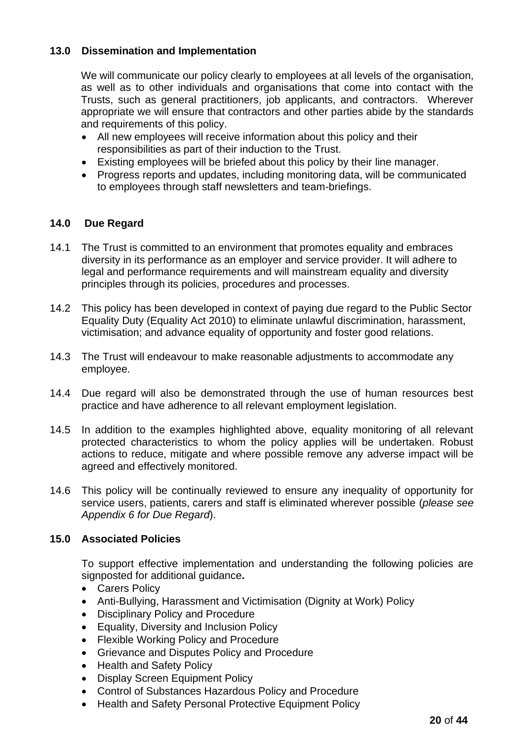## 13.0 Dissemination and Implementation

We will communicate our policy clearly to employees at all levels of the organisation, as well as to other individuals and organisations that come into contact with the Trusts, such as general practitioners, job applicants, and contractors. Wherever appropriate we will ensure that contractors and other parties abide by the standards and requirements of this policy.

- All new employees will receive information about this policy and their responsibilities as part of their induction to the Trust.
- Existing employees will be briefed about this policy by their line manager.
- Progress reports and updates, including monitoring data, will be communicated to employees through staff newsletters and team-briefings.

## 14.0 Due Regard

14.1 The Trust is committed to an environment that promotes equality and embraces diversity in its performance as an employer and service provider. It will adhere to legal and performance requirements and will mainstream equality and diversity principles through its policies, procedures and processes.

14.2 This policy has been developed in context of paying due regard to the Public Sector Equality Duty (Equality Act 2010) to eliminate unlawful discrimination, harassment, victimisation; and advance equality of opportunity and foster good relations.

14.3 The Trust will endeavour to make reasonable adjustments to accommodate any employee.

14.4 Due regard will also be demonstrated through the use of human resources best practice and have adherence to all relevant employment legislation.

14.5 In addition to the examples highlighted above, equality monitoring of all relevant protected characteristics to whom the policy applies will be undertaken. Robust actions to reduce, mitigate and where possible remove any adverse impact will be agreed and effectively monitored.

14.6 This policy will be continually reviewed to ensure any inequality of opportunity for service users, patients, carers and staff is eliminated wherever possible (*please see Appendix 6 for Due Regard*).

## 15.0 Associated Policies

To support effective implementation and understanding the following policies are signposted for additional guidance**.**

- Carers Policy
- Anti-Bullying, Harassment and Victimisation (Dignity at Work) Policy
- Disciplinary Policy and Procedure
- Equality, Diversity and Inclusion Policy
- Flexible Working Policy and Procedure
- Grievance and Disputes Policy and Procedure
- Health and Safety Policy
- Display Screen Equipment Policy
- Control of Substances Hazardous Policy and Procedure
- Health and Safety Personal Protective Equipment Policy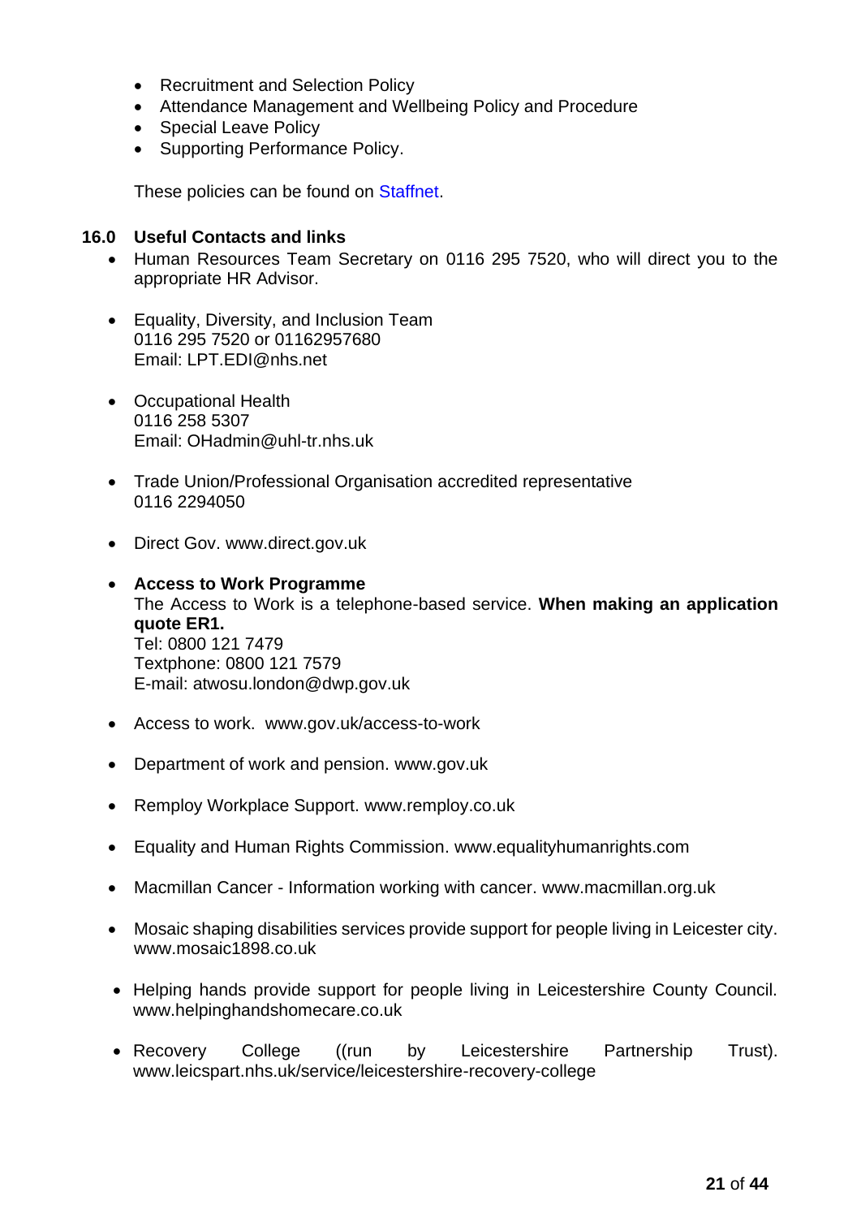- Recruitment and Selection Policy
- Attendance Management and Wellbeing Policy and Procedure
- Special Leave Policy
- Supporting Performance Policy.

These policies can be found on Staffnet.

## 16.0 Useful Contacts and links

- Human Resources Team Secretary on 0116 295 7520, who will direct you to the appropriate HR Advisor.

- Equality, Diversity, and Inclusion Team
  0116 295 7520 or 01162957680
  Email: LPT.EDI@nhs.net

- Occupational Health
  0116 258 5307
  Email: OHadmin@uhl-tr.nhs.uk

- Trade Union/Professional Organisation accredited representative
  0116 2294050

- Direct Gov. www.direct.gov.uk

- **Access to Work Programme**
  The Access to Work is a telephone-based service. **When making an application quote ER1.**
  Tel: 0800 121 7479
  Textphone: 0800 121 7579
  E-mail: atwosu.london@dwp.gov.uk

- Access to work. www.gov.uk/access-to-work

- Department of work and pension. www.gov.uk

- Remploy Workplace Support. www.remploy.co.uk

- Equality and Human Rights Commission. www.equalityhumanrights.com

- Macmillan Cancer - Information working with cancer. www.macmillan.org.uk

- Mosaic shaping disabilities services provide support for people living in Leicester city. www.mosaic1898.co.uk

- Helping hands provide support for people living in Leicestershire County Council. www.helpinghandshomecare.co.uk

- Recovery College ((run by Leicestershire Partnership Trust). www.leicspart.nhs.uk/service/leicestershire-recovery-college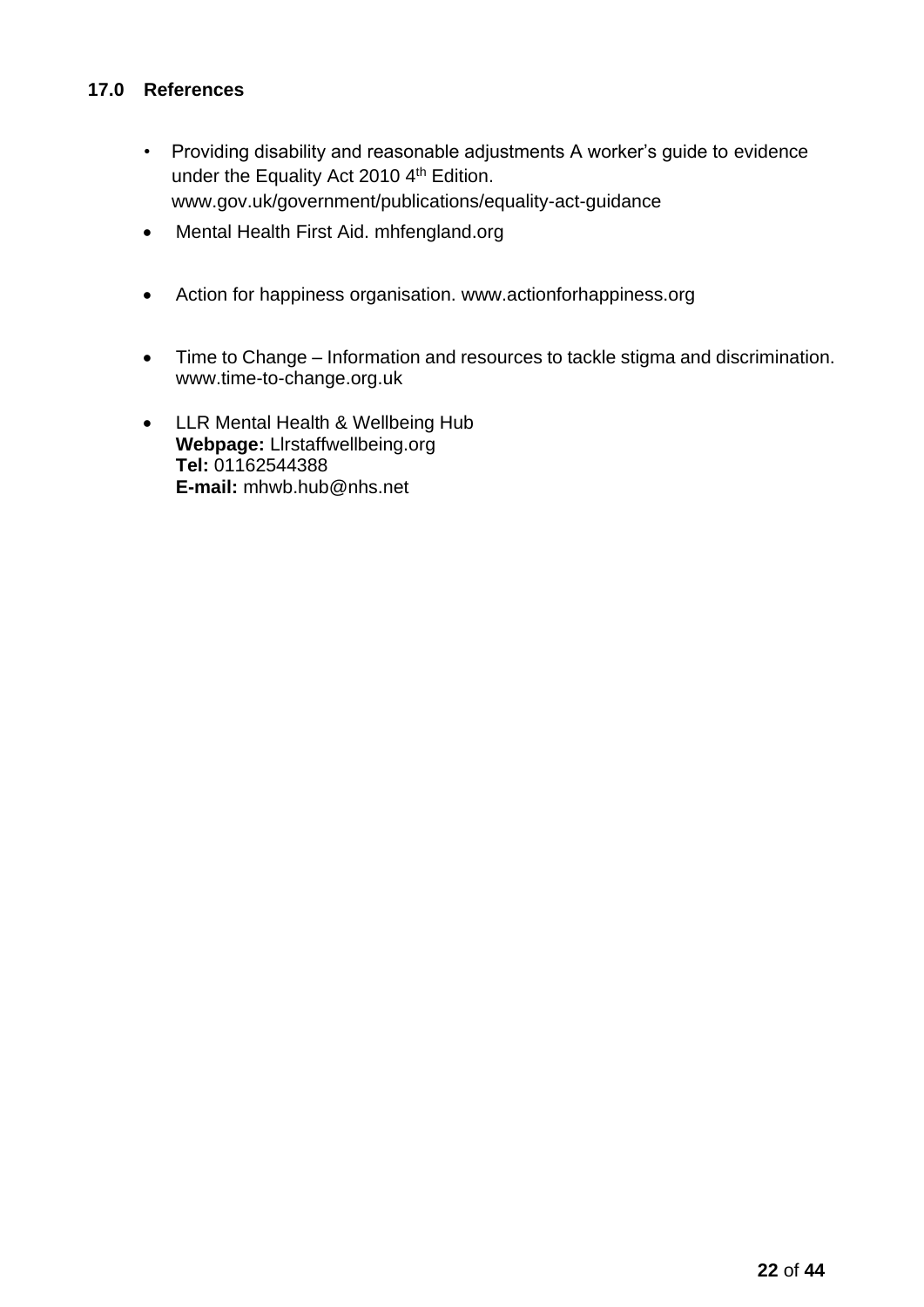## 17.0 References

- Providing disability and reasonable adjustments A worker's guide to evidence under the Equality Act 2010 4th Edition. www.gov.uk/government/publications/equality-act-guidance
- Mental Health First Aid. mhfengland.org
- Action for happiness organisation. www.actionforhappiness.org
- Time to Change – Information and resources to tackle stigma and discrimination. www.time-to-change.org.uk
- LLR Mental Health & Wellbeing Hub  
  **Webpage:** Llrstaffwellbeing.org  
  **Tel:** 01162544388  
  **E-mail:** mhwb.hub@nhs.net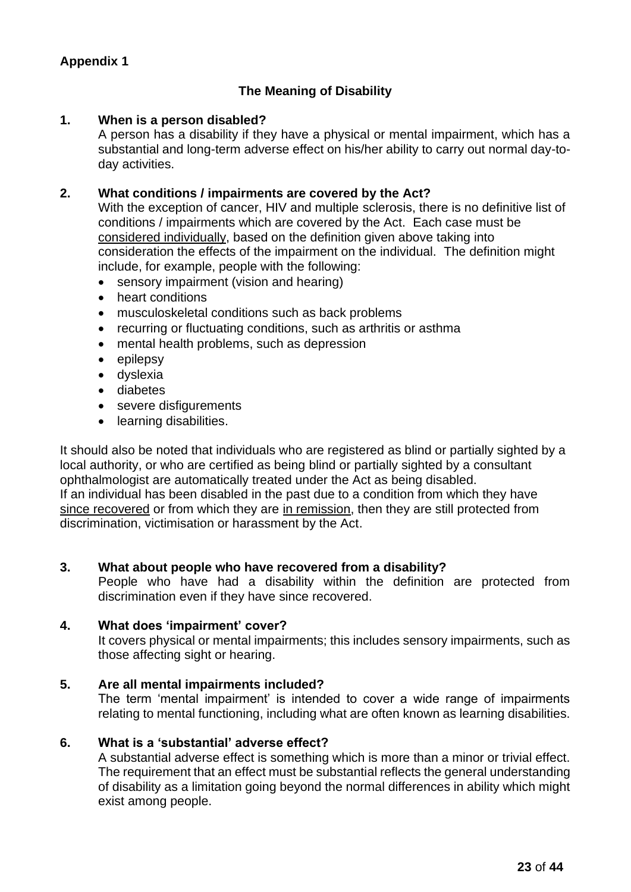**Appendix 1**

## The Meaning of Disability

### 1. When is a person disabled?

A person has a disability if they have a physical or mental impairment, which has a substantial and long-term adverse effect on his/her ability to carry out normal day-to-day activities.

### 2. What conditions / impairments are covered by the Act?

With the exception of cancer, HIV and multiple sclerosis, there is no definitive list of conditions / impairments which are covered by the Act. Each case must be considered individually, based on the definition given above taking into consideration the effects of the impairment on the individual. The definition might include, for example, people with the following:

- sensory impairment (vision and hearing)
- heart conditions
- musculoskeletal conditions such as back problems
- recurring or fluctuating conditions, such as arthritis or asthma
- mental health problems, such as depression
- epilepsy
- dyslexia
- diabetes
- severe disfigurements
- learning disabilities.

It should also be noted that individuals who are registered as blind or partially sighted by a local authority, or who are certified as being blind or partially sighted by a consultant ophthalmologist are automatically treated under the Act as being disabled.
If an individual has been disabled in the past due to a condition from which they have since recovered or from which they are in remission, then they are still protected from discrimination, victimisation or harassment by the Act.

### 3. What about people who have recovered from a disability?

People who have had a disability within the definition are protected from discrimination even if they have since recovered.

### 4. What does 'impairment' cover?

It covers physical or mental impairments; this includes sensory impairments, such as those affecting sight or hearing.

### 5. Are all mental impairments included?

The term 'mental impairment' is intended to cover a wide range of impairments relating to mental functioning, including what are often known as learning disabilities.

### 6. What is a 'substantial' adverse effect?

A substantial adverse effect is something which is more than a minor or trivial effect. The requirement that an effect must be substantial reflects the general understanding of disability as a limitation going beyond the normal differences in ability which might exist among people.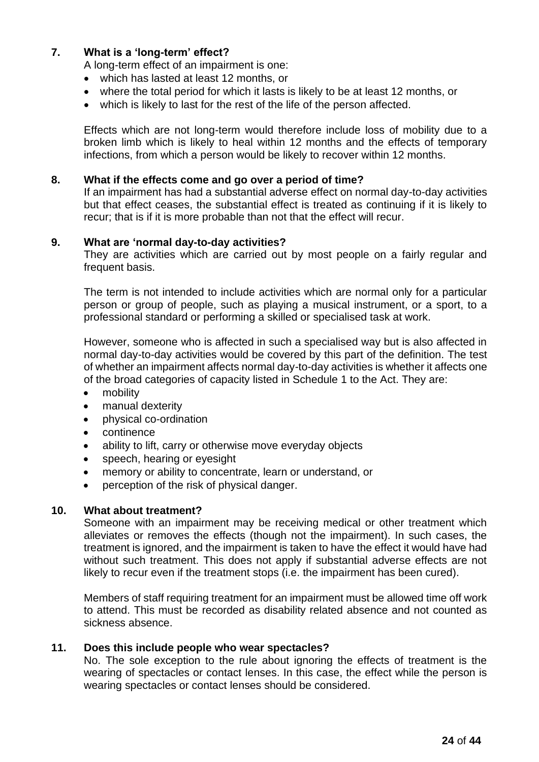### 7. What is a 'long-term' effect?

A long-term effect of an impairment is one:

- which has lasted at least 12 months, or
- where the total period for which it lasts is likely to be at least 12 months, or
- which is likely to last for the rest of the life of the person affected.

Effects which are not long-term would therefore include loss of mobility due to a broken limb which is likely to heal within 12 months and the effects of temporary infections, from which a person would be likely to recover within 12 months.

### 8. What if the effects come and go over a period of time?

If an impairment has had a substantial adverse effect on normal day-to-day activities but that effect ceases, the substantial effect is treated as continuing if it is likely to recur; that is if it is more probable than not that the effect will recur.

### 9. What are 'normal day-to-day activities?

They are activities which are carried out by most people on a fairly regular and frequent basis.

The term is not intended to include activities which are normal only for a particular person or group of people, such as playing a musical instrument, or a sport, to a professional standard or performing a skilled or specialised task at work.

However, someone who is affected in such a specialised way but is also affected in normal day-to-day activities would be covered by this part of the definition. The test of whether an impairment affects normal day-to-day activities is whether it affects one of the broad categories of capacity listed in Schedule 1 to the Act. They are:

- mobility
- manual dexterity
- physical co-ordination
- continence
- ability to lift, carry or otherwise move everyday objects
- speech, hearing or eyesight
- memory or ability to concentrate, learn or understand, or
- perception of the risk of physical danger.

### 10. What about treatment?

Someone with an impairment may be receiving medical or other treatment which alleviates or removes the effects (though not the impairment). In such cases, the treatment is ignored, and the impairment is taken to have the effect it would have had without such treatment. This does not apply if substantial adverse effects are not likely to recur even if the treatment stops (i.e. the impairment has been cured).

Members of staff requiring treatment for an impairment must be allowed time off work to attend. This must be recorded as disability related absence and not counted as sickness absence.

### 11. Does this include people who wear spectacles?

No. The sole exception to the rule about ignoring the effects of treatment is the wearing of spectacles or contact lenses. In this case, the effect while the person is wearing spectacles or contact lenses should be considered.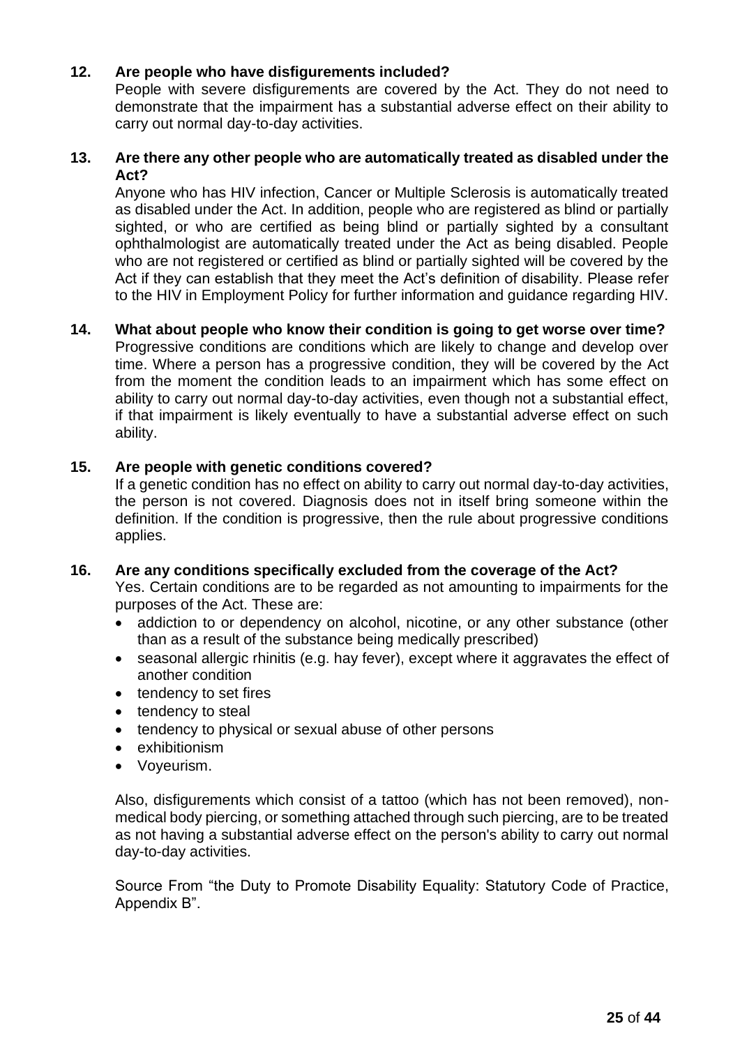**12. Are people who have disfigurements included?**

People with severe disfigurements are covered by the Act. They do not need to demonstrate that the impairment has a substantial adverse effect on their ability to carry out normal day-to-day activities.

**13. Are there any other people who are automatically treated as disabled under the Act?**

Anyone who has HIV infection, Cancer or Multiple Sclerosis is automatically treated as disabled under the Act. In addition, people who are registered as blind or partially sighted, or who are certified as being blind or partially sighted by a consultant ophthalmologist are automatically treated under the Act as being disabled. People who are not registered or certified as blind or partially sighted will be covered by the Act if they can establish that they meet the Act's definition of disability. Please refer to the HIV in Employment Policy for further information and guidance regarding HIV.

**14. What about people who know their condition is going to get worse over time?**

Progressive conditions are conditions which are likely to change and develop over time. Where a person has a progressive condition, they will be covered by the Act from the moment the condition leads to an impairment which has some effect on ability to carry out normal day-to-day activities, even though not a substantial effect, if that impairment is likely eventually to have a substantial adverse effect on such ability.

**15. Are people with genetic conditions covered?**

If a genetic condition has no effect on ability to carry out normal day-to-day activities, the person is not covered. Diagnosis does not in itself bring someone within the definition. If the condition is progressive, then the rule about progressive conditions applies.

**16. Are any conditions specifically excluded from the coverage of the Act?**

Yes. Certain conditions are to be regarded as not amounting to impairments for the purposes of the Act. These are:

- addiction to or dependency on alcohol, nicotine, or any other substance (other than as a result of the substance being medically prescribed)
- seasonal allergic rhinitis (e.g. hay fever), except where it aggravates the effect of another condition
- tendency to set fires
- tendency to steal
- tendency to physical or sexual abuse of other persons
- exhibitionism
- Voyeurism.

Also, disfigurements which consist of a tattoo (which has not been removed), non-medical body piercing, or something attached through such piercing, are to be treated as not having a substantial adverse effect on the person's ability to carry out normal day-to-day activities.

Source From "the Duty to Promote Disability Equality: Statutory Code of Practice, Appendix B".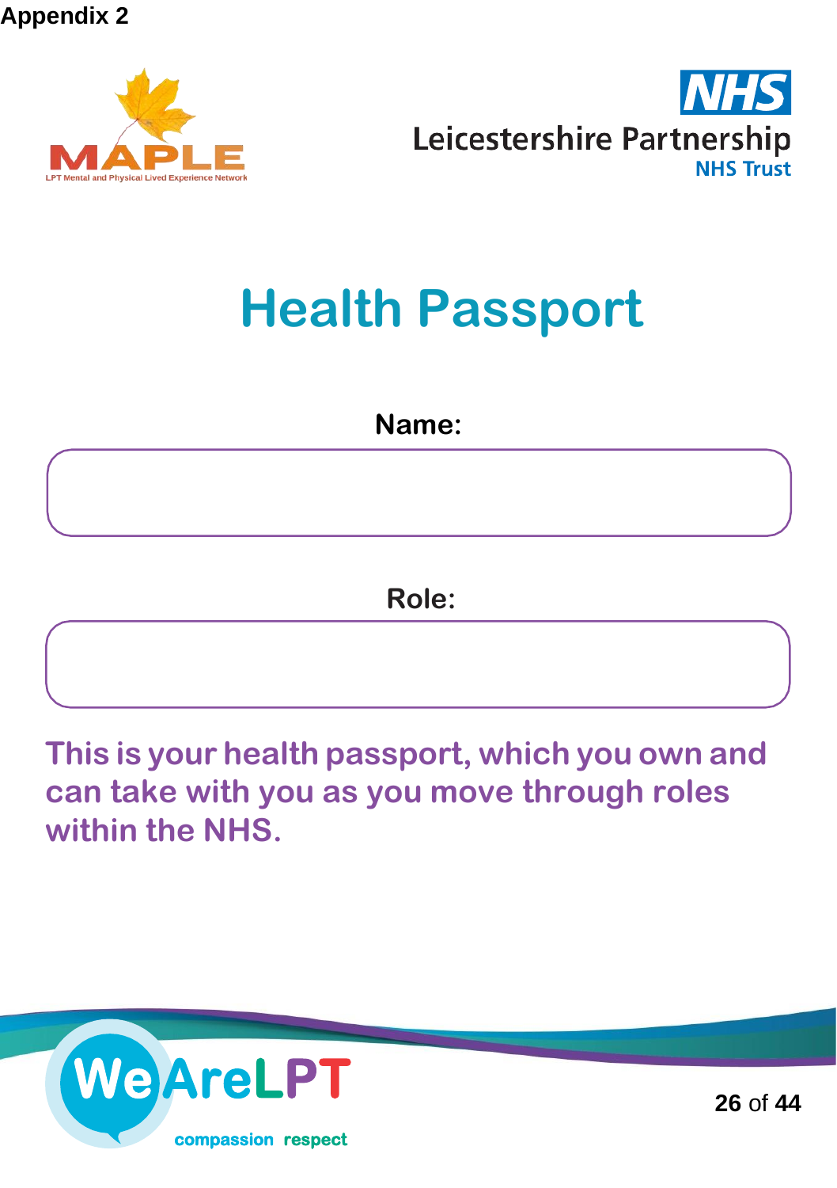**Appendix 2**

MAPLE

LPT Mental and Physical Lived Experience Network

NHS

Leicestershire Partnership

NHS Trust

# Health Passport

**Name:**

**Role:**

**This is your health passport, which you own and can take with you as you move through roles within the NHS.**

WeAreLPT

compassion respect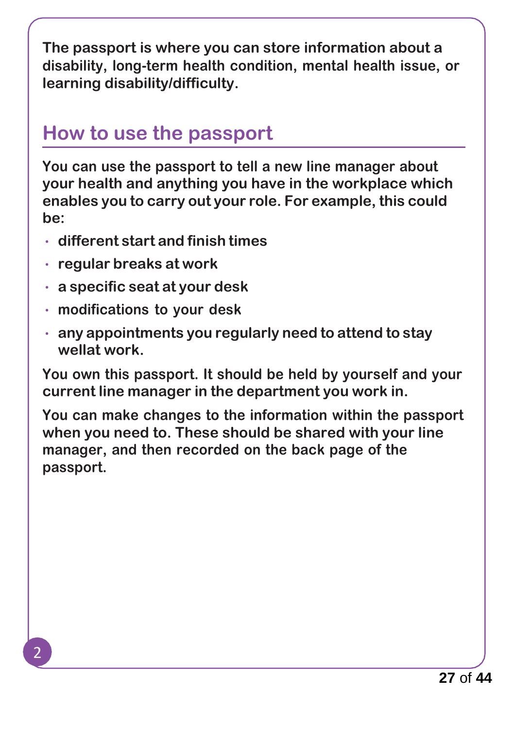**The passport is where you can store information about a disability, long-term health condition, mental health issue, or learning disability/difficulty.**

## How to use the passport

**You can use the passport to tell a new line manager about your health and anything you have in the workplace which enables you to carry out your role. For example, this could be:**

- **different start and finish times**
- **regular breaks at work**
- **a specific seat at your desk**
- **modifications to your desk**
- **any appointments you regularly need to attend to stay wellat work.**

**You own this passport. It should be held by yourself and your current line manager in the department you work in.**

**You can make changes to the information within the passport when you need to. These should be shared with your line manager, and then recorded on the back page of the passport.**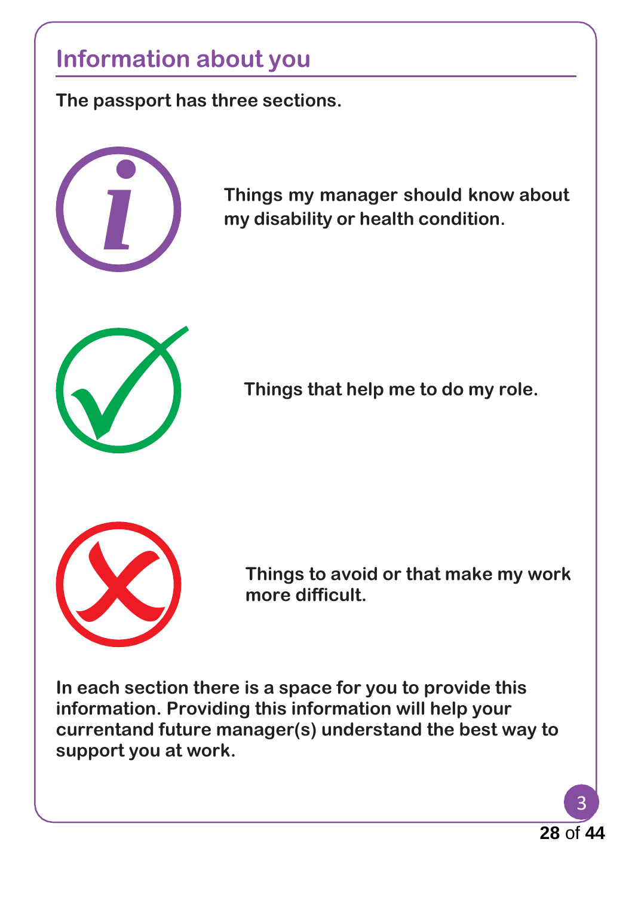## Information about you

**The passport has three sections.**

**Things my manager should know about my disability or health condition.**

**Things that help me to do my role.**

**Things to avoid or that make my work more difficult.**

**In each section there is a space for you to provide this information. Providing this information will help your currentand future manager(s) understand the best way to support you at work.**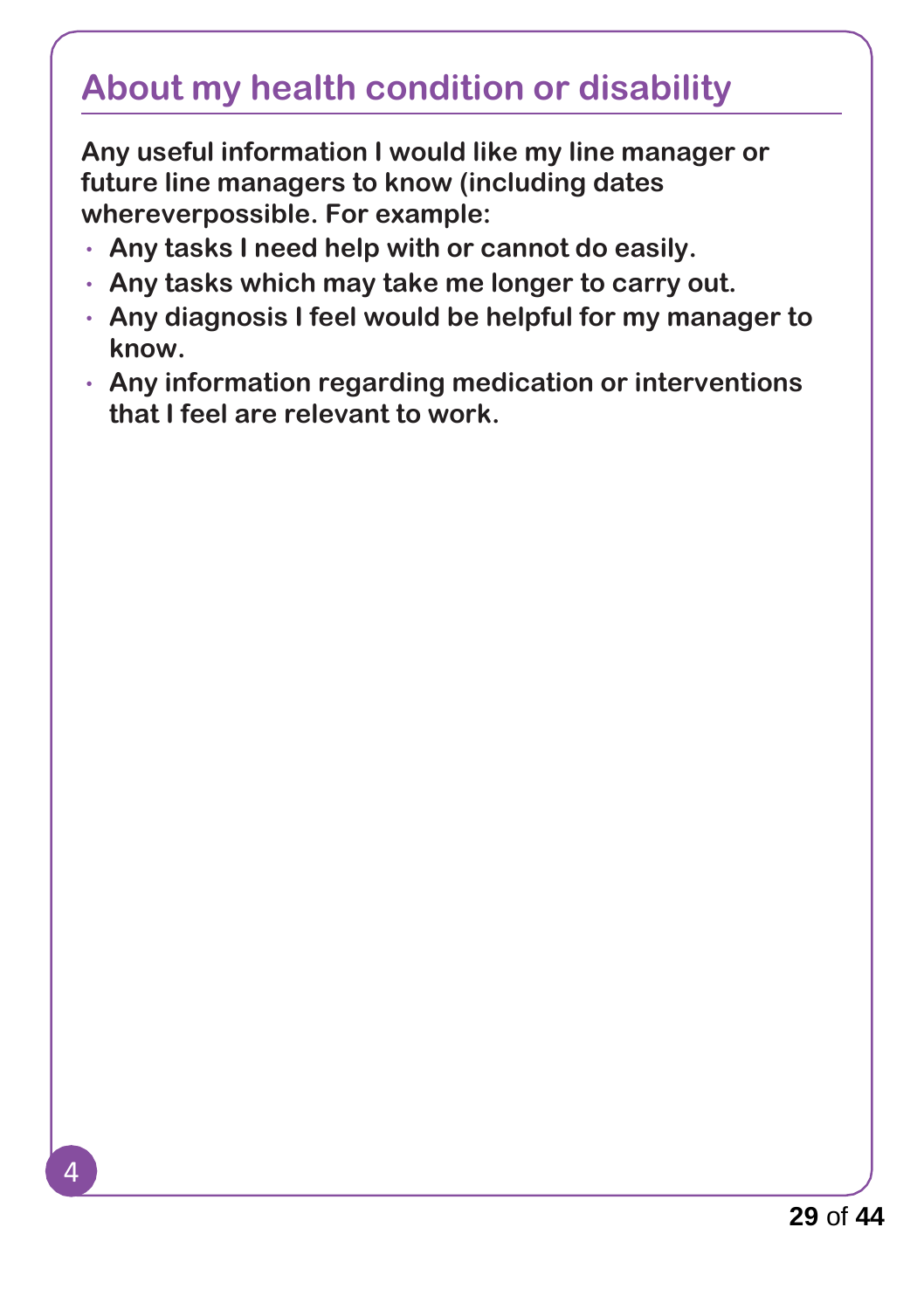## About my health condition or disability

**Any useful information I would like my line manager or future line managers to know (including dates whereverpossible. For example:**

- **Any tasks I need help with or cannot do easily.**
- **Any tasks which may take me longer to carry out.**
- **Any diagnosis I feel would be helpful for my manager to know.**
- **Any information regarding medication or interventions that I feel are relevant to work.**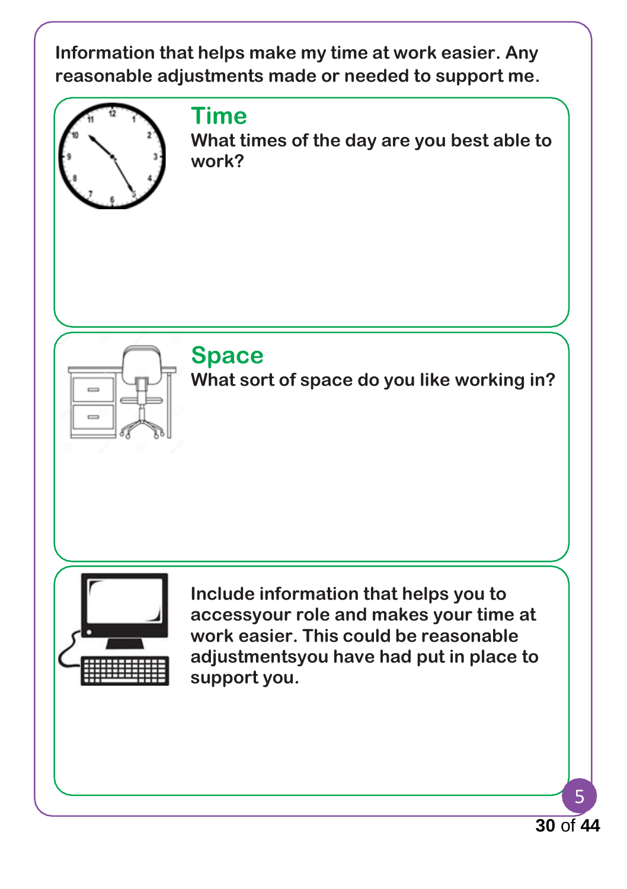**Information that helps make my time at work easier. Any reasonable adjustments made or needed to support me.**

## Time

**What times of the day are you best able to work?**

## Space

**What sort of space do you like working in?**

**Include information that helps you to accessyour role and makes your time at work easier. This could be reasonable adjustmentsyou have had put in place to support you.**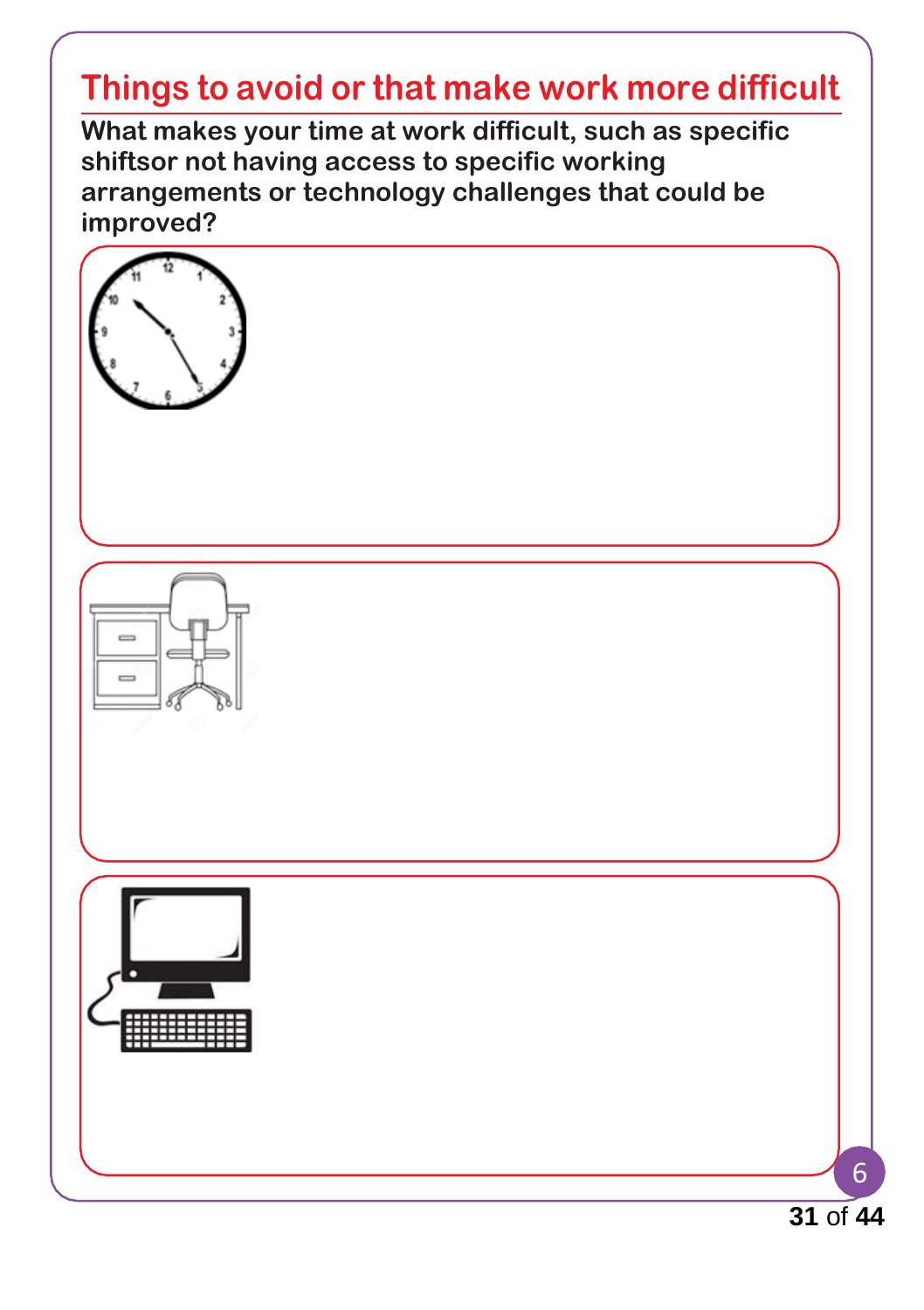# Things to avoid or that make work more difficult

**What makes your time at work difficult, such as specific shiftsor not having access to specific working arrangements or technology challenges that could be improved?**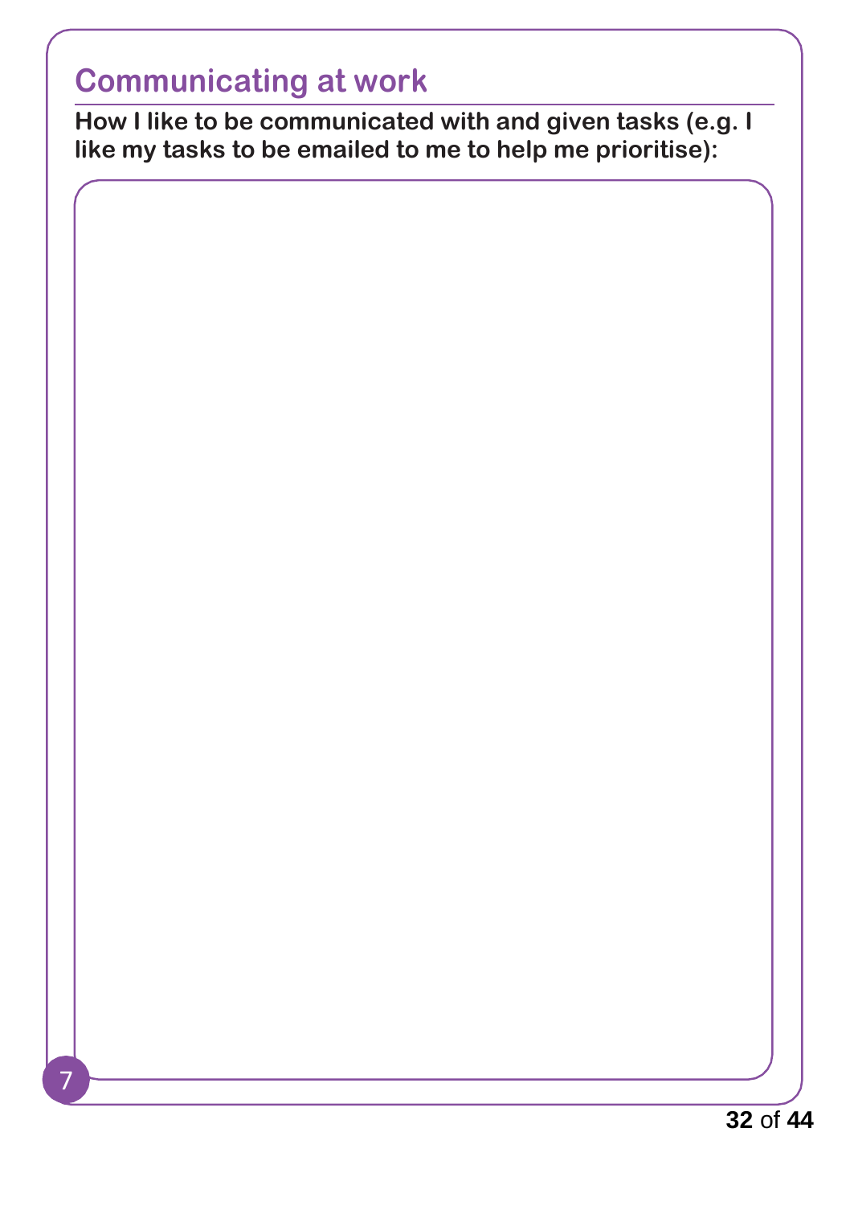## Communicating at work

**How I like to be communicated with and given tasks (e.g. I like my tasks to be emailed to me to help me prioritise):**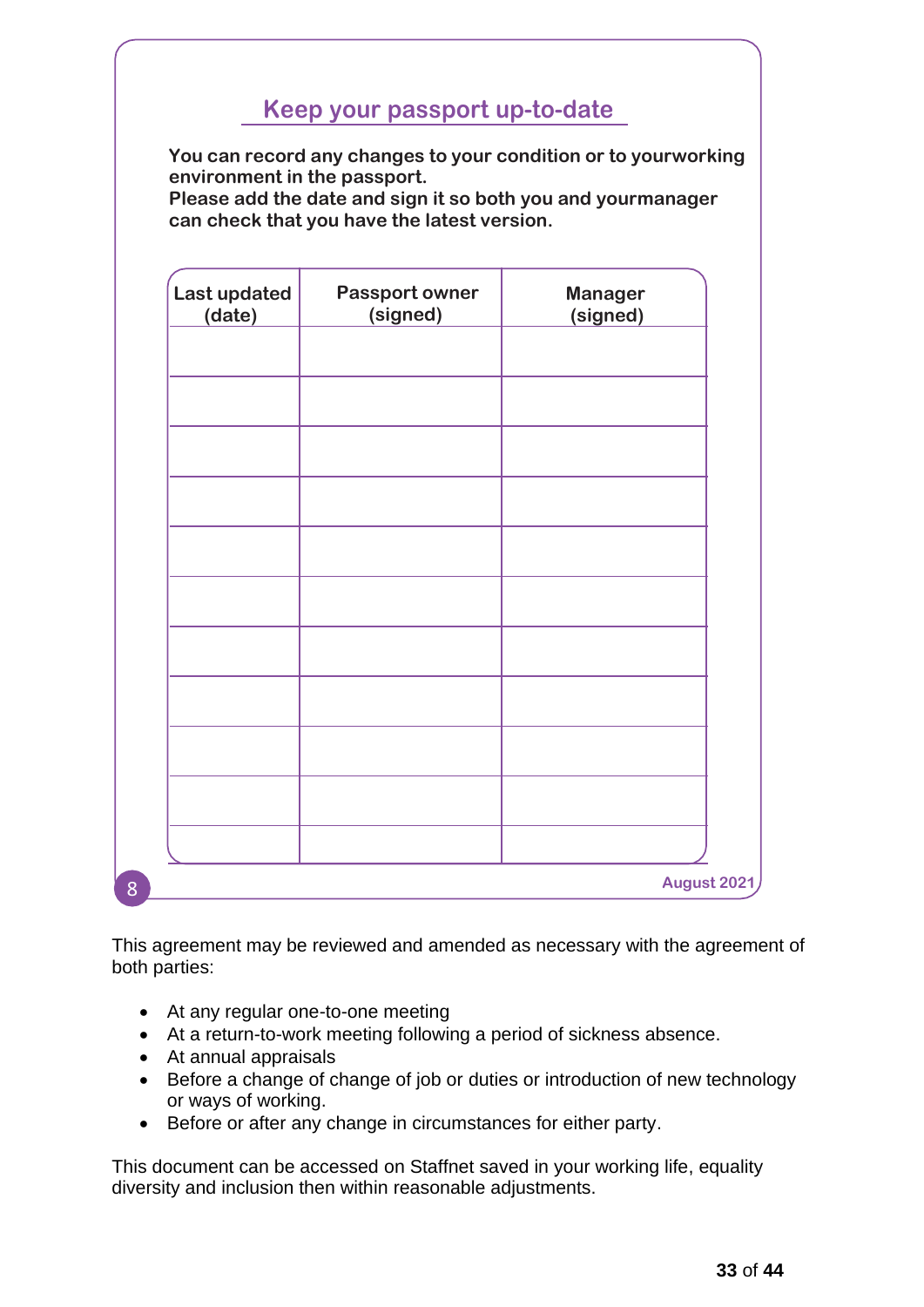## Keep your passport up-to-date

**You can record any changes to your condition or to yourworking environment in the passport.**
**Please add the date and sign it so both you and yourmanager can check that you have the latest version.**

| Last updated (date) | Passport owner (signed) | Manager (signed) |
|---|---|---|
| | | |
| | | |
| | | |
| | | |
| | | |
| | | |
| | | |
| | | |
| | | |
| | | |
| | | |

8

August 2021

This agreement may be reviewed and amended as necessary with the agreement of both parties:

- At any regular one-to-one meeting
- At a return-to-work meeting following a period of sickness absence.
- At annual appraisals
- Before a change of change of job or duties or introduction of new technology or ways of working.
- Before or after any change in circumstances for either party.

This document can be accessed on Staffnet saved in your working life, equality diversity and inclusion then within reasonable adjustments.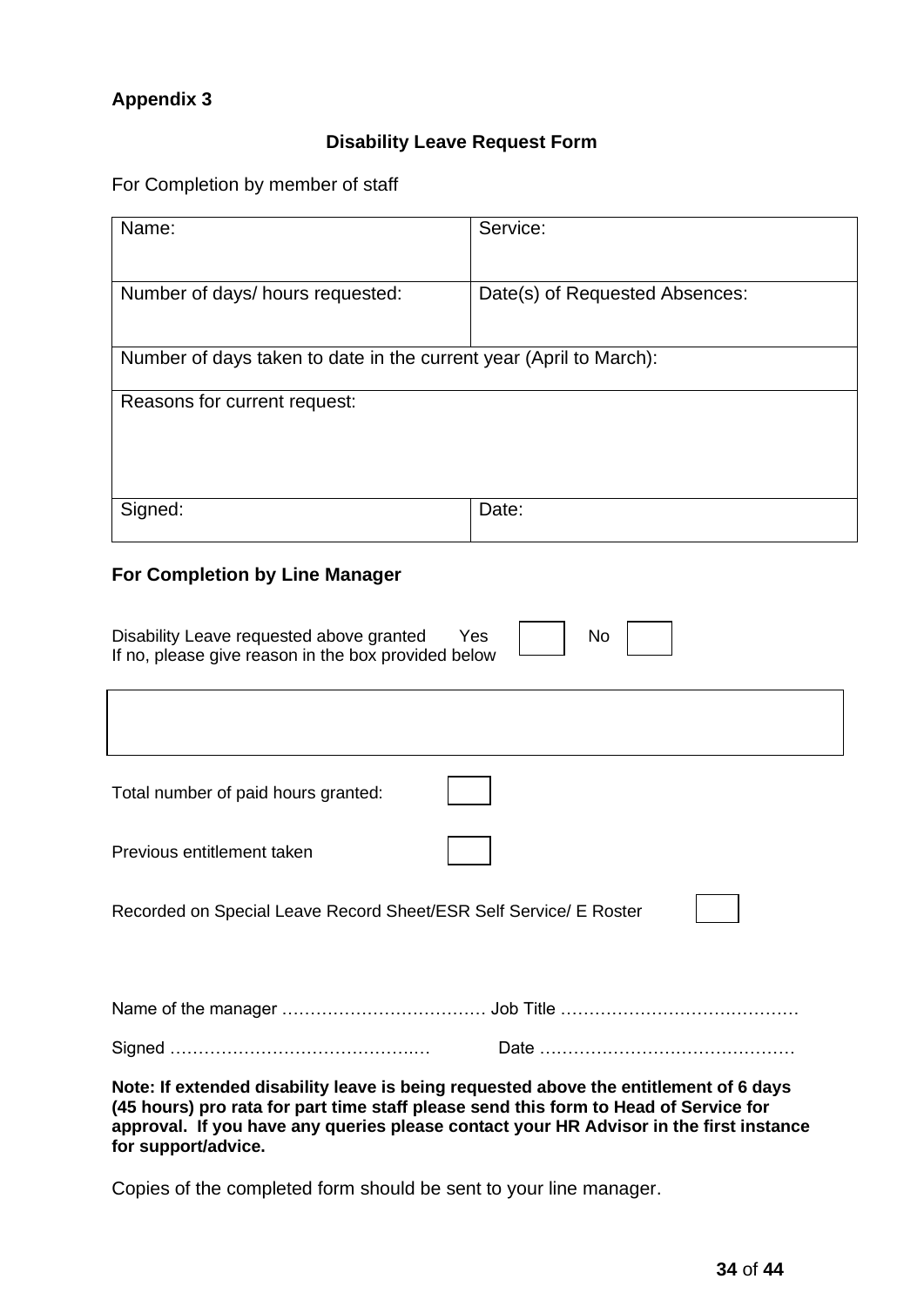**Appendix 3**

## Disability Leave Request Form

For Completion by member of staff

| Name: | Service: |
|---|---|
| Number of days/ hours requested: | Date(s) of Requested Absences: |
| Number of days taken to date in the current year (April to March): | |
| Reasons for current request: | |
| Signed: | Date: |

### For Completion by Line Manager

Disability Leave requested above granted  Yes ☐  No ☐
If no, please give reason in the box provided below

| |
|---|
| |

Total number of paid hours granted: ☐

Previous entitlement taken ☐

Recorded on Special Leave Record Sheet/ESR Self Service/ E Roster ☐

Name of the manager ……………………………… Job Title ……………………………………

Signed ……………………………………..… Date ………………………………………

**Note: If extended disability leave is being requested above the entitlement of 6 days (45 hours) pro rata for part time staff please send this form to Head of Service for approval. If you have any queries please contact your HR Advisor in the first instance for support/advice.**

Copies of the completed form should be sent to your line manager.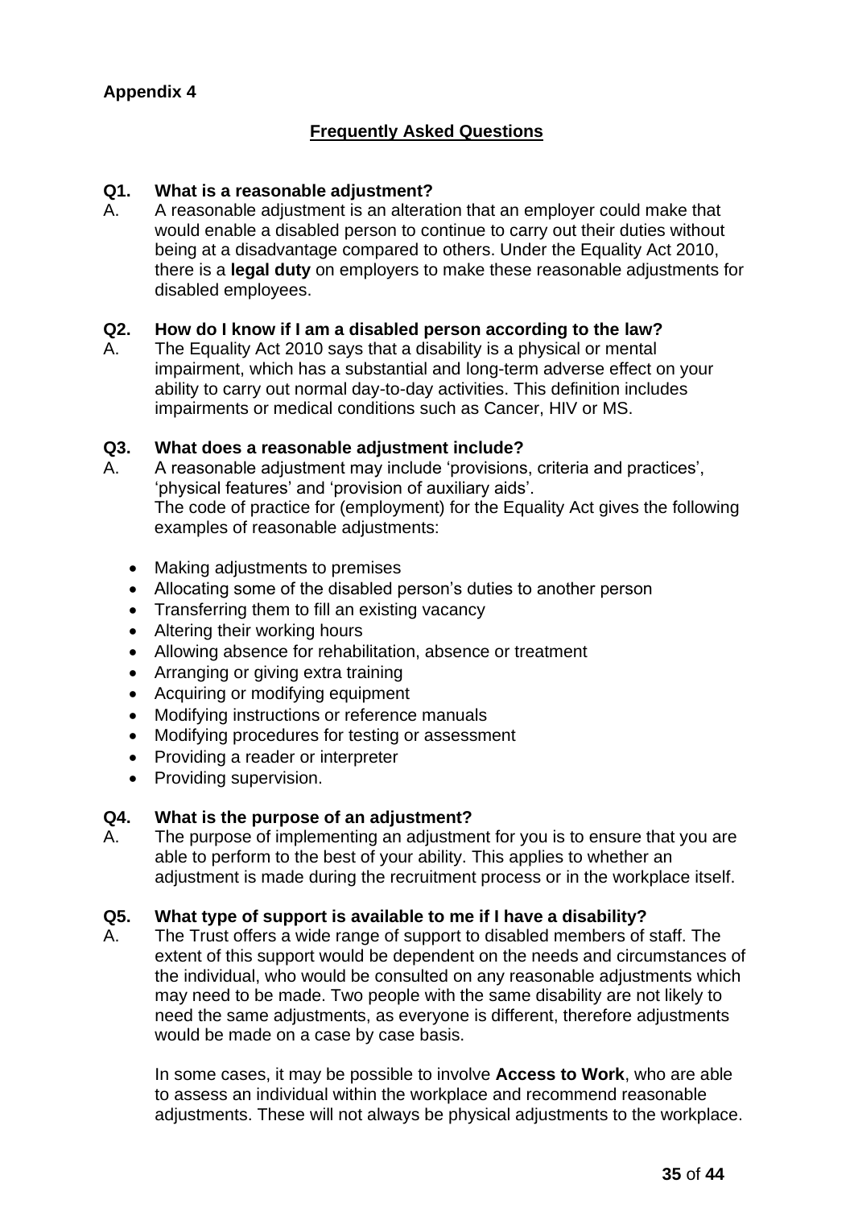**Appendix 4**

## Frequently Asked Questions

**Q1. What is a reasonable adjustment?**

A. A reasonable adjustment is an alteration that an employer could make that would enable a disabled person to continue to carry out their duties without being at a disadvantage compared to others. Under the Equality Act 2010, there is a **legal duty** on employers to make these reasonable adjustments for disabled employees.

**Q2. How do I know if I am a disabled person according to the law?**

A. The Equality Act 2010 says that a disability is a physical or mental impairment, which has a substantial and long-term adverse effect on your ability to carry out normal day-to-day activities. This definition includes impairments or medical conditions such as Cancer, HIV or MS.

**Q3. What does a reasonable adjustment include?**

A. A reasonable adjustment may include 'provisions, criteria and practices', 'physical features' and 'provision of auxiliary aids'.
The code of practice for (employment) for the Equality Act gives the following examples of reasonable adjustments:

- Making adjustments to premises
- Allocating some of the disabled person's duties to another person
- Transferring them to fill an existing vacancy
- Altering their working hours
- Allowing absence for rehabilitation, absence or treatment
- Arranging or giving extra training
- Acquiring or modifying equipment
- Modifying instructions or reference manuals
- Modifying procedures for testing or assessment
- Providing a reader or interpreter
- Providing supervision.

**Q4. What is the purpose of an adjustment?**

A. The purpose of implementing an adjustment for you is to ensure that you are able to perform to the best of your ability. This applies to whether an adjustment is made during the recruitment process or in the workplace itself.

**Q5. What type of support is available to me if I have a disability?**

A. The Trust offers a wide range of support to disabled members of staff. The extent of this support would be dependent on the needs and circumstances of the individual, who would be consulted on any reasonable adjustments which may need to be made. Two people with the same disability are not likely to need the same adjustments, as everyone is different, therefore adjustments would be made on a case by case basis.

In some cases, it may be possible to involve **Access to Work**, who are able to assess an individual within the workplace and recommend reasonable adjustments. These will not always be physical adjustments to the workplace.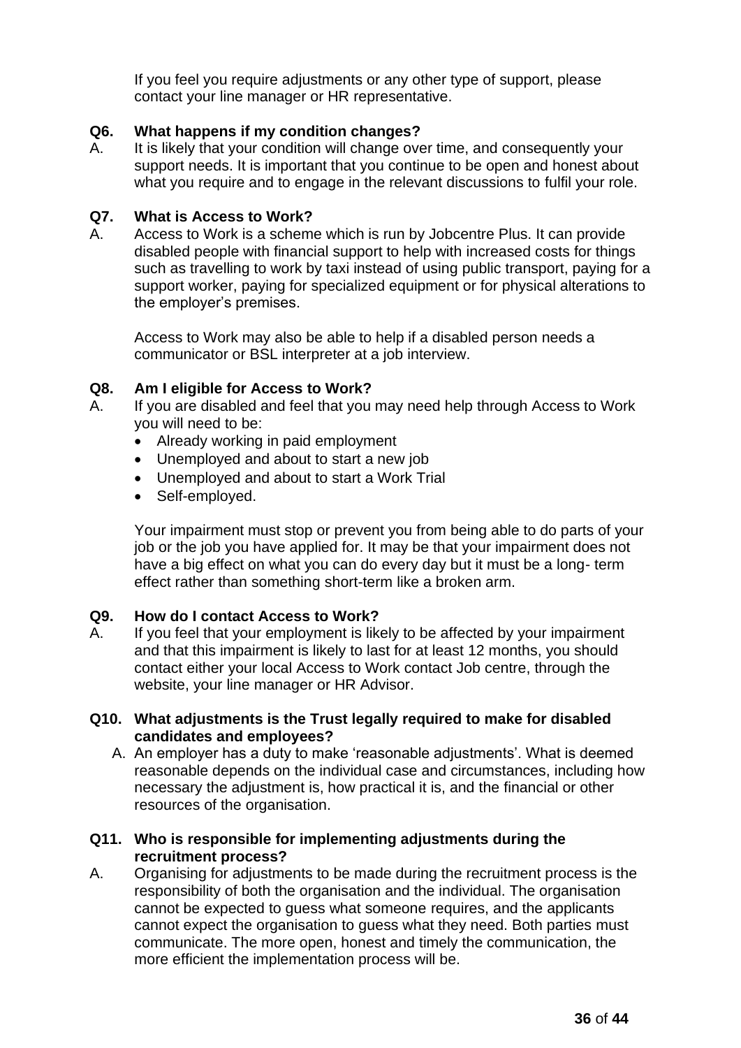If you feel you require adjustments or any other type of support, please contact your line manager or HR representative.

**Q6. What happens if my condition changes?**

A. It is likely that your condition will change over time, and consequently your support needs. It is important that you continue to be open and honest about what you require and to engage in the relevant discussions to fulfil your role.

**Q7. What is Access to Work?**

A. Access to Work is a scheme which is run by Jobcentre Plus. It can provide disabled people with financial support to help with increased costs for things such as travelling to work by taxi instead of using public transport, paying for a support worker, paying for specialized equipment or for physical alterations to the employer's premises.

Access to Work may also be able to help if a disabled person needs a communicator or BSL interpreter at a job interview.

**Q8. Am I eligible for Access to Work?**

A. If you are disabled and feel that you may need help through Access to Work you will need to be:

- Already working in paid employment
- Unemployed and about to start a new job
- Unemployed and about to start a Work Trial
- Self-employed.

Your impairment must stop or prevent you from being able to do parts of your job or the job you have applied for. It may be that your impairment does not have a big effect on what you can do every day but it must be a long- term effect rather than something short-term like a broken arm.

**Q9. How do I contact Access to Work?**

A. If you feel that your employment is likely to be affected by your impairment and that this impairment is likely to last for at least 12 months, you should contact either your local Access to Work contact Job centre, through the website, your line manager or HR Advisor.

**Q10. What adjustments is the Trust legally required to make for disabled candidates and employees?**

A. An employer has a duty to make 'reasonable adjustments'. What is deemed reasonable depends on the individual case and circumstances, including how necessary the adjustment is, how practical it is, and the financial or other resources of the organisation.

**Q11. Who is responsible for implementing adjustments during the recruitment process?**

A. Organising for adjustments to be made during the recruitment process is the responsibility of both the organisation and the individual. The organisation cannot be expected to guess what someone requires, and the applicants cannot expect the organisation to guess what they need. Both parties must communicate. The more open, honest and timely the communication, the more efficient the implementation process will be.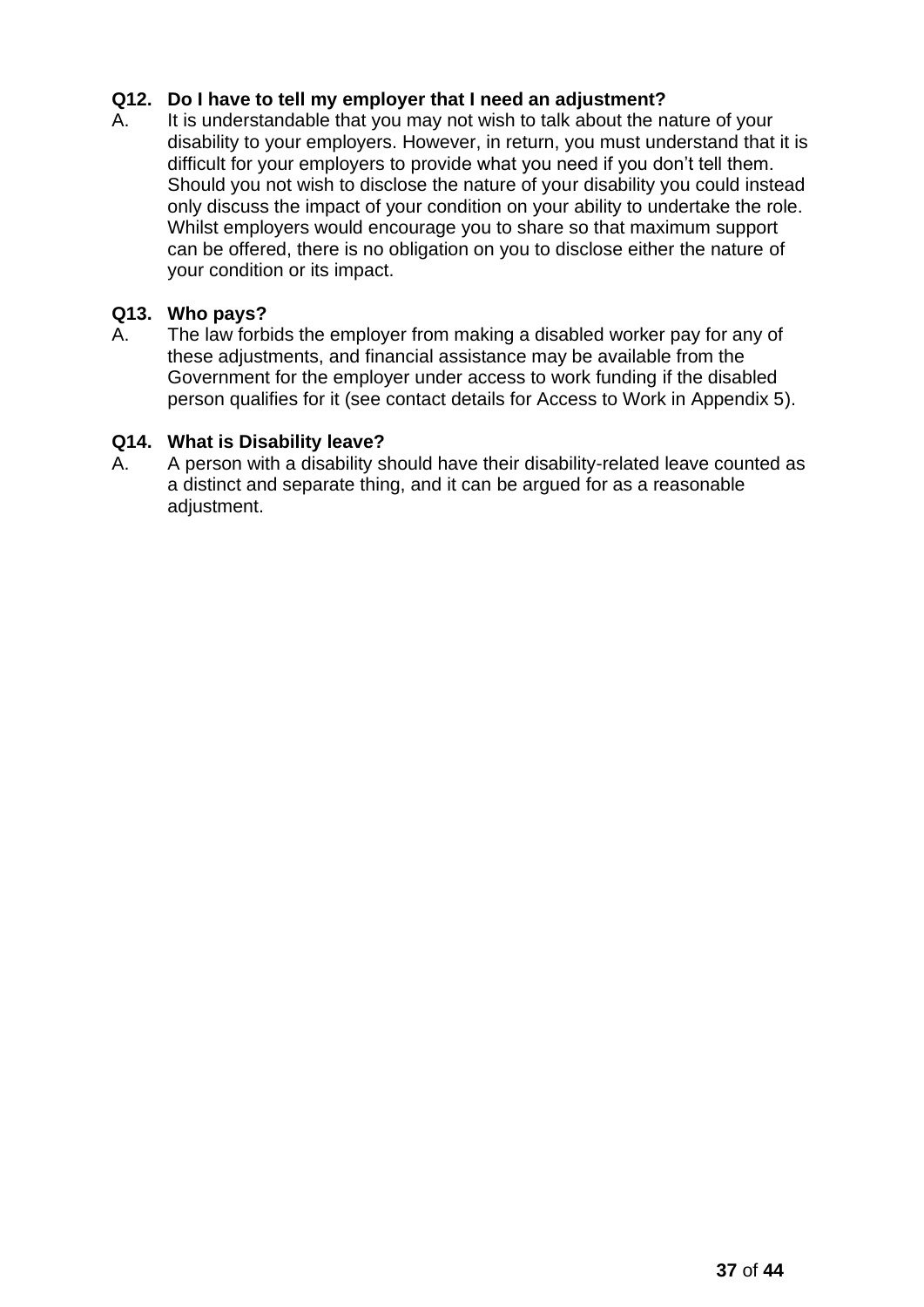**Q12. Do I have to tell my employer that I need an adjustment?**

A. It is understandable that you may not wish to talk about the nature of your disability to your employers. However, in return, you must understand that it is difficult for your employers to provide what you need if you don't tell them. Should you not wish to disclose the nature of your disability you could instead only discuss the impact of your condition on your ability to undertake the role. Whilst employers would encourage you to share so that maximum support can be offered, there is no obligation on you to disclose either the nature of your condition or its impact.

**Q13. Who pays?**

A. The law forbids the employer from making a disabled worker pay for any of these adjustments, and financial assistance may be available from the Government for the employer under access to work funding if the disabled person qualifies for it (see contact details for Access to Work in Appendix 5).

**Q14. What is Disability leave?**

A. A person with a disability should have their disability-related leave counted as a distinct and separate thing, and it can be argued for as a reasonable adjustment.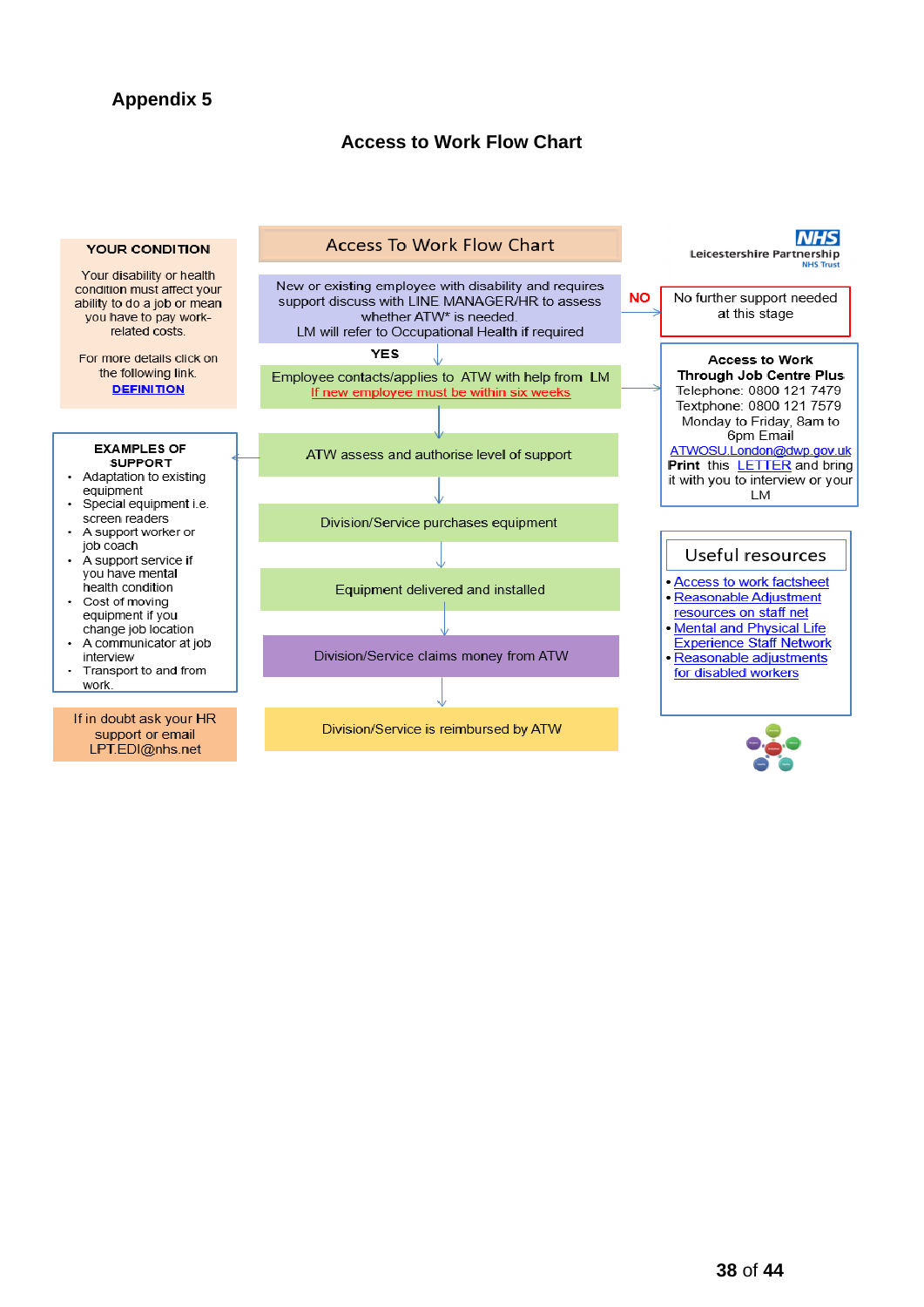**Appendix 5**

## Access to Work Flow Chart

### Access To Work Flow Chart

Leicestershire Partnership NHS Trust

New or existing employee with disability and requires support discuss with LINE MANAGER/HR to assess whether ATW* is needed.
LM will refer to Occupational Health if required

**NO** → No further support needed at this stage

**YES** ↓

Employee contacts/applies to ATW with help from LM
If new employee must be within six weeks

↓

ATW assess and authorise level of support

↓

Division/Service purchases equipment

↓

Equipment delivered and installed

↓

Division/Service claims money from ATW

↓

Division/Service is reimbursed by ATW

---

**YOUR CONDITION**

Your disability or health condition must affect your ability to do a job or mean you have to pay work-related costs.

For more details click on the following link.
**DEFINITION**

**EXAMPLES OF SUPPORT**

- Adaptation to existing equipment
- Special equipment i.e. screen readers
- A support worker or job coach
- A support service if you have mental health condition
- Cost of moving equipment if you change job location
- A communicator at job interview
- Transport to and from work.

If in doubt ask your HR support or email LPT.EDI@nhs.net

**Access to Work Through Job Centre Plus**
Telephone: 0800 121 7479
Textphone: 0800 121 7579
Monday to Friday, 8am to 6pm Email
ATWOSU.London@dwp.gov.uk
**Print** this LETTER and bring it with you to interview or your LM

**Useful resources**

- Access to work factsheet
- Reasonable Adjustment resources on staff net
- Mental and Physical Life Experience Staff Network
- Reasonable adjustments for disabled workers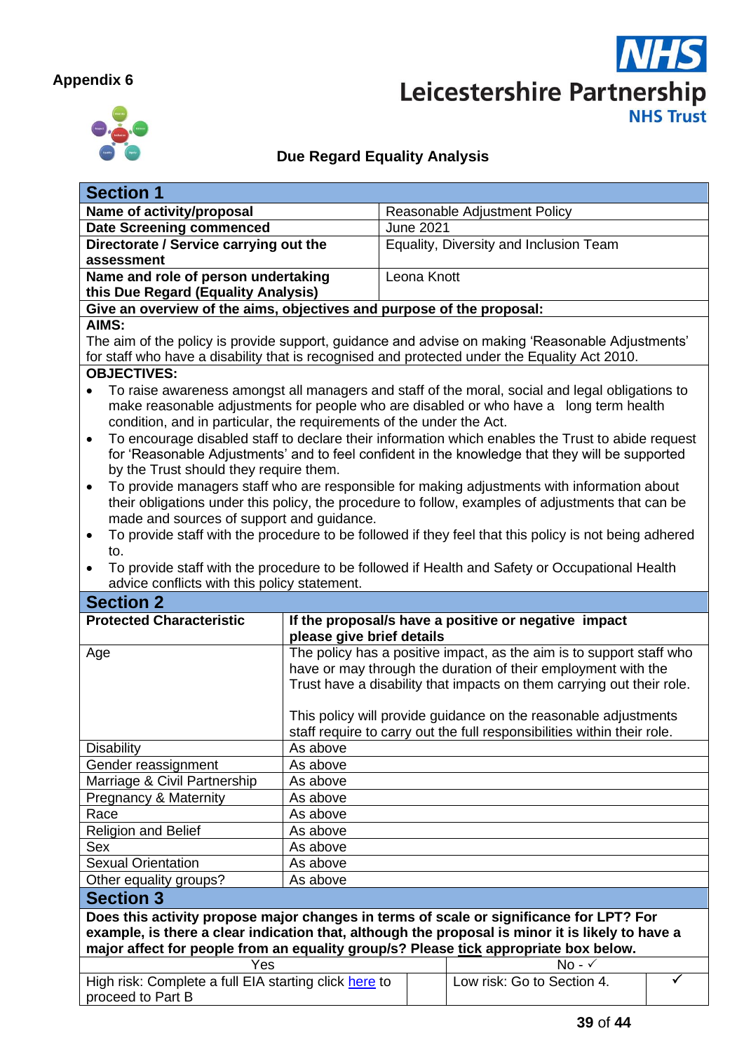**Appendix 6**

Leicestershire Partnership NHS Trust

## Due Regard Equality Analysis

| Section 1 | |
|---|---|
| **Name of activity/proposal** | Reasonable Adjustment Policy |
| **Date Screening commenced** | June 2021 |
| **Directorate / Service carrying out the assessment** | Equality, Diversity and Inclusion Team |
| **Name and role of person undertaking this Due Regard (Equality Analysis)** | Leona Knott |

**Give an overview of the aims, objectives and purpose of the proposal:**

**AIMS:**

The aim of the policy is provide support, guidance and advise on making 'Reasonable Adjustments' for staff who have a disability that is recognised and protected under the Equality Act 2010.

**OBJECTIVES:**

- To raise awareness amongst all managers and staff of the moral, social and legal obligations to make reasonable adjustments for people who are disabled or who have a long term health condition, and in particular, the requirements of the under the Act.
- To encourage disabled staff to declare their information which enables the Trust to abide request for 'Reasonable Adjustments' and to feel confident in the knowledge that they will be supported by the Trust should they require them.
- To provide managers staff who are responsible for making adjustments with information about their obligations under this policy, the procedure to follow, examples of adjustments that can be made and sources of support and guidance.
- To provide staff with the procedure to be followed if they feel that this policy is not being adhered to.
- To provide staff with the procedure to be followed if Health and Safety or Occupational Health advice conflicts with this policy statement.

**Section 2**

| Protected Characteristic | If the proposal/s have a positive or negative impact please give brief details |
|---|---|
| Age | The policy has a positive impact, as the aim is to support staff who have or may through the duration of their employment with the Trust have a disability that impacts on them carrying out their role.<br><br>This policy will provide guidance on the reasonable adjustments staff require to carry out the full responsibilities within their role. |
| Disability | As above |
| Gender reassignment | As above |
| Marriage & Civil Partnership | As above |
| Pregnancy & Maternity | As above |
| Race | As above |
| Religion and Belief | As above |
| Sex | As above |
| Sexual Orientation | As above |
| Other equality groups? | As above |

**Section 3**

**Does this activity propose major changes in terms of scale or significance for LPT? For example, is there a clear indication that, although the proposal is minor it is likely to have a major affect for people from an equality group/s? Please tick appropriate box below.**

| Yes | | No - ✓ | |
|---|---|---|---|
| High risk: Complete a full EIA starting click here to proceed to Part B | | Low risk: Go to Section 4. | ✓ |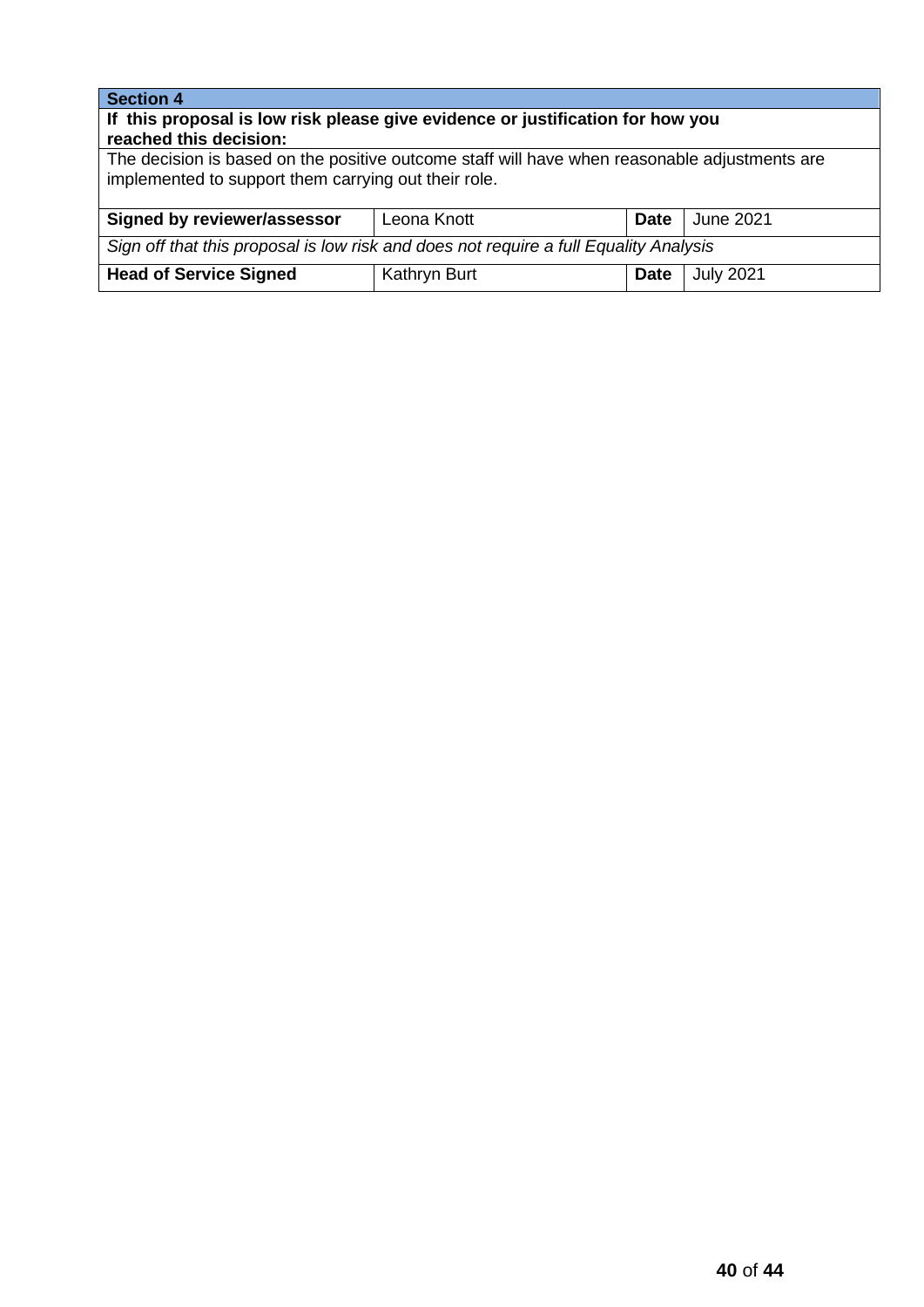| **Section 4** | | | |
|---|---|---|---|
| **If this proposal is low risk please give evidence or justification for how you reached this decision:** | | | |
| The decision is based on the positive outcome staff will have when reasonable adjustments are implemented to support them carrying out their role. | | | |
| **Signed by reviewer/assessor** | Leona Knott | **Date** | June 2021 |
| *Sign off that this proposal is low risk and does not require a full Equality Analysis* | | | |
| **Head of Service Signed** | Kathryn Burt | **Date** | July 2021 |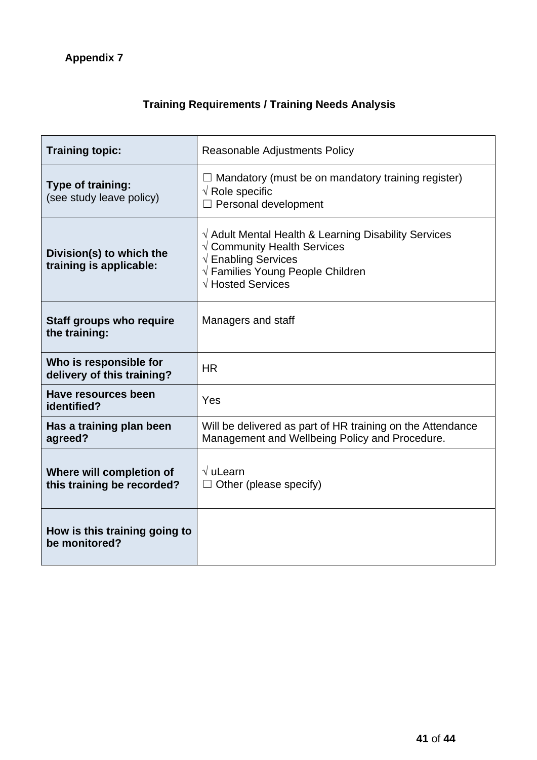**Appendix 7**

## Training Requirements / Training Needs Analysis

| **Training topic:** | Reasonable Adjustments Policy |
|---|---|
| **Type of training:** (see study leave policy) | ☐ Mandatory (must be on mandatory training register)<br>√ Role specific<br>☐ Personal development |
| **Division(s) to which the training is applicable:** | √ Adult Mental Health & Learning Disability Services<br>√ Community Health Services<br>√ Enabling Services<br>√ Families Young People Children<br>√ Hosted Services |
| **Staff groups who require the training:** | Managers and staff |
| **Who is responsible for delivery of this training?** | HR |
| **Have resources been identified?** | Yes |
| **Has a training plan been agreed?** | Will be delivered as part of HR training on the Attendance Management and Wellbeing Policy and Procedure. |
| **Where will completion of this training be recorded?** | √ uLearn<br>☐ Other (please specify) |
| **How is this training going to be monitored?** | |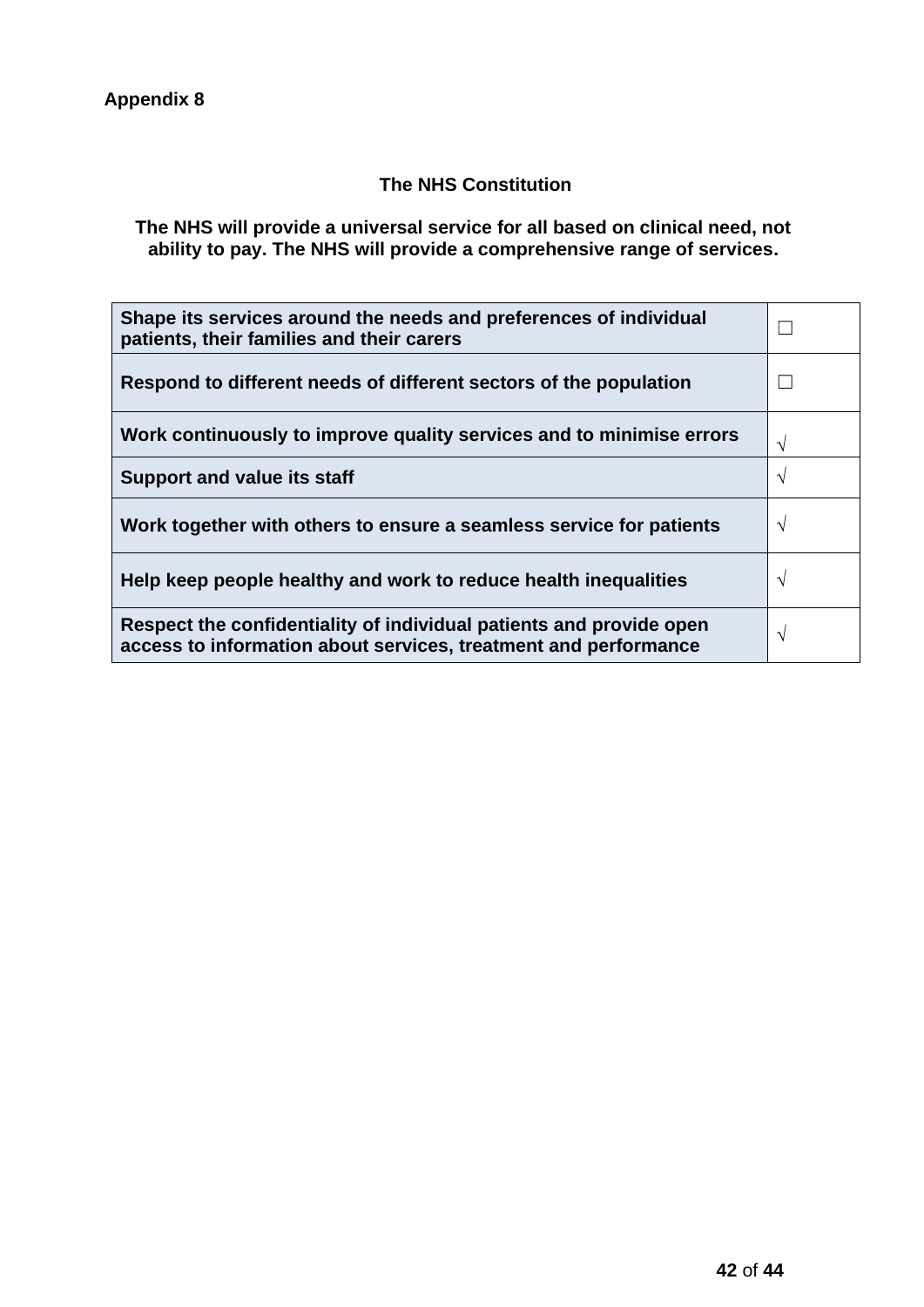**Appendix 8**

**The NHS Constitution**

**The NHS will provide a universal service for all based on clinical need, not ability to pay. The NHS will provide a comprehensive range of services.**

| | |
|---|---|
| **Shape its services around the needs and preferences of individual patients, their families and their carers** | ☐ |
| **Respond to different needs of different sectors of the population** | ☐ |
| **Work continuously to improve quality services and to minimise errors** | √ |
| **Support and value its staff** | √ |
| **Work together with others to ensure a seamless service for patients** | √ |
| **Help keep people healthy and work to reduce health inequalities** | √ |
| **Respect the confidentiality of individual patients and provide open access to information about services, treatment and performance** | √ |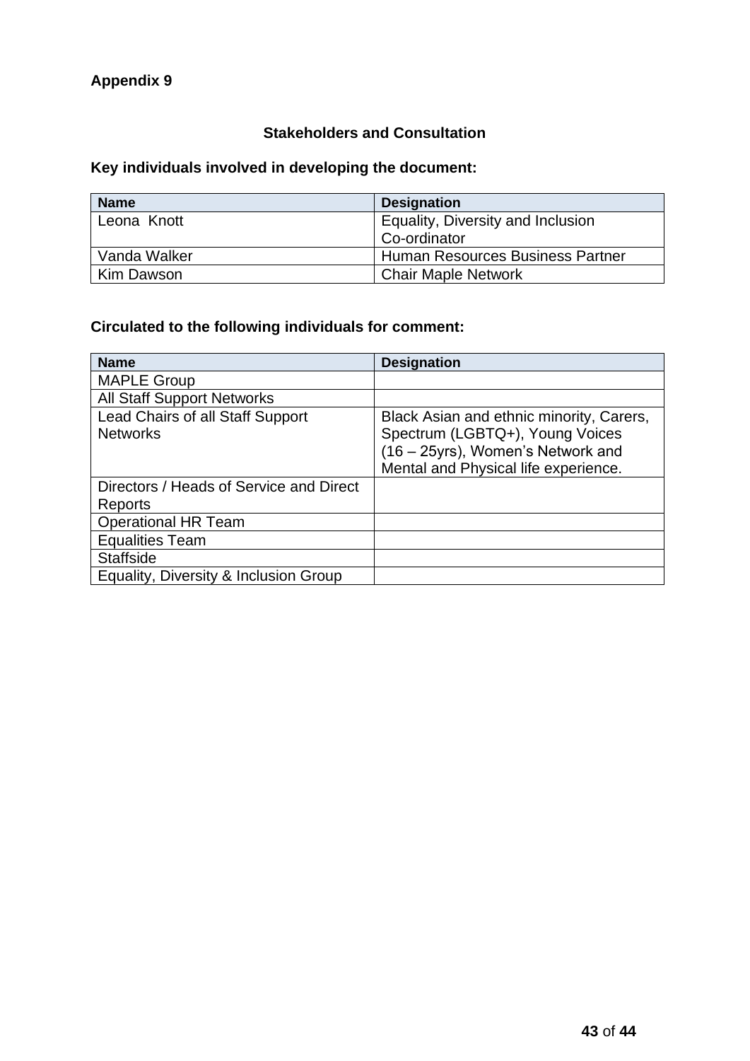**Appendix 9**

## Stakeholders and Consultation

### Key individuals involved in developing the document:

| Name | Designation |
|---|---|
| Leona Knott | Equality, Diversity and Inclusion Co-ordinator |
| Vanda Walker | Human Resources Business Partner |
| Kim Dawson | Chair Maple Network |

### Circulated to the following individuals for comment:

| Name | Designation |
|---|---|
| MAPLE Group | |
| All Staff Support Networks | |
| Lead Chairs of all Staff Support Networks | Black Asian and ethnic minority, Carers, Spectrum (LGBTQ+), Young Voices (16 – 25yrs), Women's Network and Mental and Physical life experience. |
| Directors / Heads of Service and Direct Reports | |
| Operational HR Team | |
| Equalities Team | |
| Staffside | |
| Equality, Diversity & Inclusion Group | |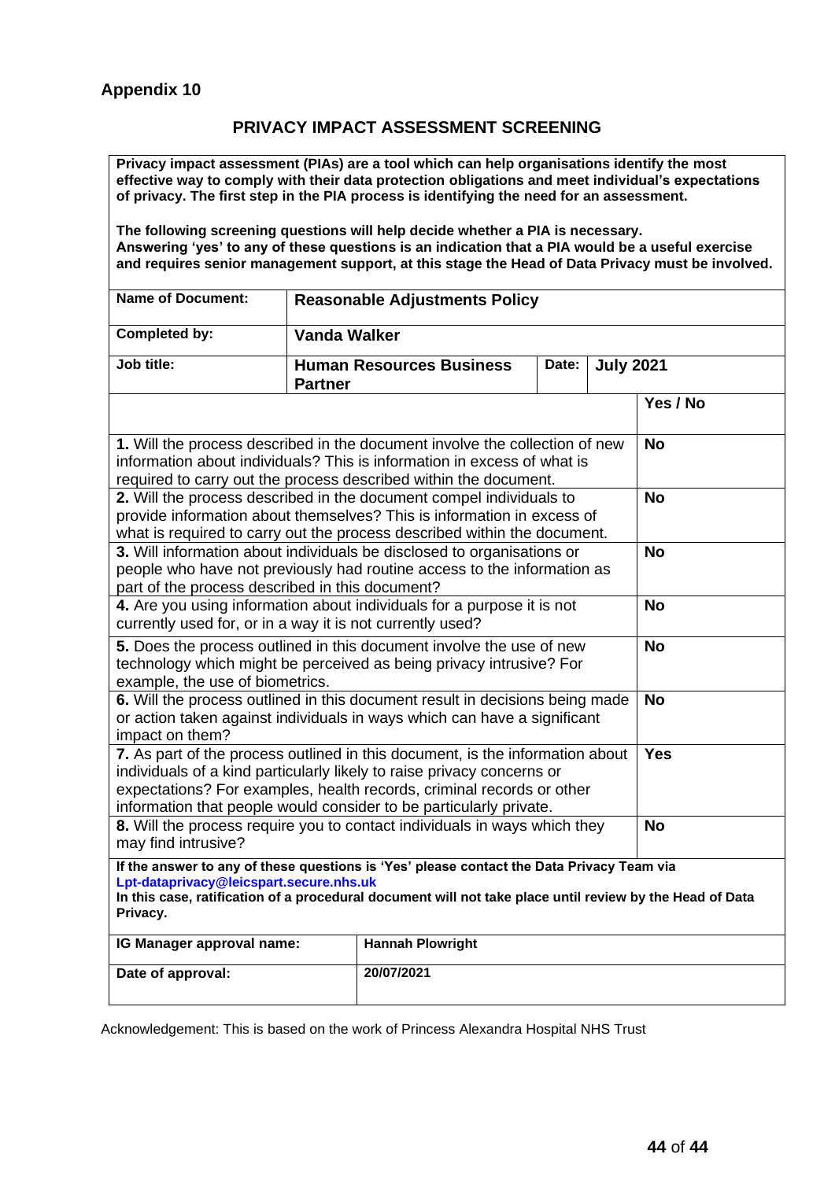## Appendix 10

### PRIVACY IMPACT ASSESSMENT SCREENING

**Privacy impact assessment (PIAs) are a tool which can help organisations identify the most effective way to comply with their data protection obligations and meet individual's expectations of privacy. The first step in the PIA process is identifying the need for an assessment.**

**The following screening questions will help decide whether a PIA is necessary. Answering 'yes' to any of these questions is an indication that a PIA would be a useful exercise and requires senior management support, at this stage the Head of Data Privacy must be involved.**

| | | | |
|---|---|---|---|
| **Name of Document:** | **Reasonable Adjustments Policy** | | |
| **Completed by:** | **Vanda Walker** | | |
| **Job title:** | **Human Resources Business Partner** | **Date:** | **July 2021** |

| | **Yes / No** |
|---|---|
| **1.** Will the process described in the document involve the collection of new information about individuals? This is information in excess of what is required to carry out the process described within the document. | **No** |
| **2.** Will the process described in the document compel individuals to provide information about themselves? This is information in excess of what is required to carry out the process described within the document. | **No** |
| **3.** Will information about individuals be disclosed to organisations or people who have not previously had routine access to the information as part of the process described in this document? | **No** |
| **4.** Are you using information about individuals for a purpose it is not currently used for, or in a way it is not currently used? | **No** |
| **5.** Does the process outlined in this document involve the use of new technology which might be perceived as being privacy intrusive? For example, the use of biometrics. | **No** |
| **6.** Will the process outlined in this document result in decisions being made or action taken against individuals in ways which can have a significant impact on them? | **No** |
| **7.** As part of the process outlined in this document, is the information about individuals of a kind particularly likely to raise privacy concerns or expectations? For examples, health records, criminal records or other information that people would consider to be particularly private. | **Yes** |
| **8.** Will the process require you to contact individuals in ways which they may find intrusive? | **No** |

**If the answer to any of these questions is 'Yes' please contact the Data Privacy Team via Lpt-dataprivacy@leicspart.secure.nhs.uk**
**In this case, ratification of a procedural document will not take place until review by the Head of Data Privacy.**

| | |
|---|---|
| **IG Manager approval name:** | **Hannah Plowright** |
| **Date of approval:** | **20/07/2021** |

Acknowledgement: This is based on the work of Princess Alexandra Hospital NHS Trust